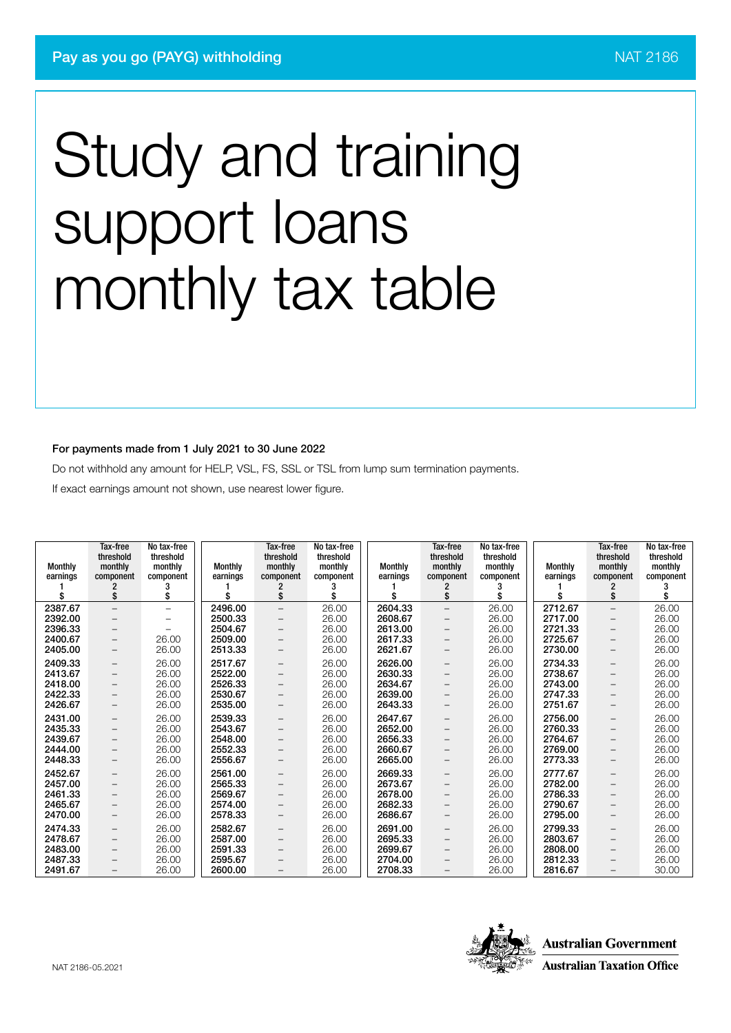Pay as you go (PAYG) withholding

NAT 2186

# Study and training support loans monthly tax table

**For payments made from 1 July 2021 to 30 June 2022**

Do not withhold any amount for HELP, VSL, FS, SSL or TSL from lump sum termination payments.

If exact earnings amount not shown, use nearest lower figure.

| Monthly earnings 1 $ | Tax-free threshold monthly component 2 $ | No tax-free threshold monthly component 3 $ |
|---|---|---|
| 2387.67 | – | – |
| 2392.00 | – | – |
| 2396.33 | – | – |
| 2400.67 | – | 26.00 |
| 2405.00 | – | 26.00 |
| 2409.33 | – | 26.00 |
| 2413.67 | – | 26.00 |
| 2418.00 | – | 26.00 |
| 2422.33 | – | 26.00 |
| 2426.67 | – | 26.00 |
| 2431.00 | – | 26.00 |
| 2435.33 | – | 26.00 |
| 2439.67 | – | 26.00 |
| 2444.00 | – | 26.00 |
| 2448.33 | – | 26.00 |
| 2452.67 | – | 26.00 |
| 2457.00 | – | 26.00 |
| 2461.33 | – | 26.00 |
| 2465.67 | – | 26.00 |
| 2470.00 | – | 26.00 |
| 2474.33 | – | 26.00 |
| 2478.67 | – | 26.00 |
| 2483.00 | – | 26.00 |
| 2487.33 | – | 26.00 |
| 2491.67 | – | 26.00 |
| 2496.00 | – | 26.00 |
| 2500.33 | – | 26.00 |
| 2504.67 | – | 26.00 |
| 2509.00 | – | 26.00 |
| 2513.33 | – | 26.00 |
| 2517.67 | – | 26.00 |
| 2522.00 | – | 26.00 |
| 2526.33 | – | 26.00 |
| 2530.67 | – | 26.00 |
| 2535.00 | – | 26.00 |
| 2539.33 | – | 26.00 |
| 2543.67 | – | 26.00 |
| 2548.00 | – | 26.00 |
| 2552.33 | – | 26.00 |
| 2556.67 | – | 26.00 |
| 2561.00 | – | 26.00 |
| 2565.33 | – | 26.00 |
| 2569.67 | – | 26.00 |
| 2574.00 | – | 26.00 |
| 2578.33 | – | 26.00 |
| 2582.67 | – | 26.00 |
| 2587.00 | – | 26.00 |
| 2591.33 | – | 26.00 |
| 2595.67 | – | 26.00 |
| 2600.00 | – | 26.00 |
| 2604.33 | – | 26.00 |
| 2608.67 | – | 26.00 |
| 2613.00 | – | 26.00 |
| 2617.33 | – | 26.00 |
| 2621.67 | – | 26.00 |
| 2626.00 | – | 26.00 |
| 2630.33 | – | 26.00 |
| 2634.67 | – | 26.00 |
| 2639.00 | – | 26.00 |
| 2643.33 | – | 26.00 |
| 2647.67 | – | 26.00 |
| 2652.00 | – | 26.00 |
| 2656.33 | – | 26.00 |
| 2660.67 | – | 26.00 |
| 2665.00 | – | 26.00 |
| 2669.33 | – | 26.00 |
| 2673.67 | – | 26.00 |
| 2678.00 | – | 26.00 |
| 2682.33 | – | 26.00 |
| 2686.67 | – | 26.00 |
| 2691.00 | – | 26.00 |
| 2695.33 | – | 26.00 |
| 2699.67 | – | 26.00 |
| 2704.00 | – | 26.00 |
| 2708.33 | – | 26.00 |
| 2712.67 | – | 26.00 |
| 2717.00 | – | 26.00 |
| 2721.33 | – | 26.00 |
| 2725.67 | – | 26.00 |
| 2730.00 | – | 26.00 |
| 2734.33 | – | 26.00 |
| 2738.67 | – | 26.00 |
| 2743.00 | – | 26.00 |
| 2747.33 | – | 26.00 |
| 2751.67 | – | 26.00 |
| 2756.00 | – | 26.00 |
| 2760.33 | – | 26.00 |
| 2764.67 | – | 26.00 |
| 2769.00 | – | 26.00 |
| 2773.33 | – | 26.00 |
| 2777.67 | – | 26.00 |
| 2782.00 | – | 26.00 |
| 2786.33 | – | 26.00 |
| 2790.67 | – | 26.00 |
| 2795.00 | – | 26.00 |
| 2799.33 | – | 26.00 |
| 2803.67 | – | 26.00 |
| 2808.00 | – | 26.00 |
| 2812.33 | – | 26.00 |
| 2816.67 | – | 30.00 |

NAT 2186-05.2021

Australian Government
Australian Taxation Office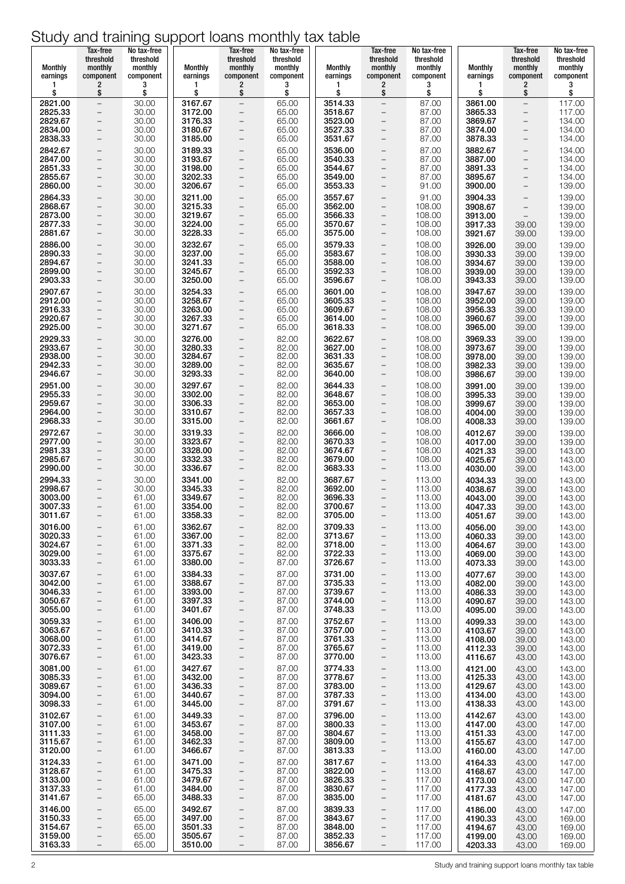# Study and training support loans monthly tax table

| Monthly earnings 1 $ | Tax-free threshold monthly component 2 $ | No tax-free threshold monthly component 3 $ | Monthly earnings 1 $ | Tax-free threshold monthly component 2 $ | No tax-free threshold monthly component 3 $ | Monthly earnings 1 $ | Tax-free threshold monthly component 2 $ | No tax-free threshold monthly component 3 $ | Monthly earnings 1 $ | Tax-free threshold monthly component 2 $ | No tax-free threshold monthly component 3 $ |
|---|---|---|---|---|---|---|---|---|---|---|---|
| 2821.00 | – | 30.00 | 3167.67 | – | 65.00 | 3514.33 | – | 87.00 | 3861.00 | – | 117.00 |
| 2825.33 | – | 30.00 | 3172.00 | – | 65.00 | 3518.67 | – | 87.00 | 3865.33 | – | 117.00 |
| 2829.67 | – | 30.00 | 3176.33 | – | 65.00 | 3523.00 | – | 87.00 | 3869.67 | – | 134.00 |
| 2834.00 | – | 30.00 | 3180.67 | – | 65.00 | 3527.33 | – | 87.00 | 3874.00 | – | 134.00 |
| 2838.33 | – | 30.00 | 3185.00 | – | 65.00 | 3531.67 | – | 87.00 | 3878.33 | – | 134.00 |
| 2842.67 | – | 30.00 | 3189.33 | – | 65.00 | 3536.00 | – | 87.00 | 3882.67 | – | 134.00 |
| 2847.00 | – | 30.00 | 3193.67 | – | 65.00 | 3540.33 | – | 87.00 | 3887.00 | – | 134.00 |
| 2851.33 | – | 30.00 | 3198.00 | – | 65.00 | 3544.67 | – | 87.00 | 3891.33 | – | 134.00 |
| 2855.67 | – | 30.00 | 3202.33 | – | 65.00 | 3549.00 | – | 87.00 | 3895.67 | – | 134.00 |
| 2860.00 | – | 30.00 | 3206.67 | – | 65.00 | 3553.33 | – | 91.00 | 3900.00 | – | 139.00 |
| 2864.33 | – | 30.00 | 3211.00 | – | 65.00 | 3557.67 | – | 91.00 | 3904.33 | – | 139.00 |
| 2868.67 | – | 30.00 | 3215.33 | – | 65.00 | 3562.00 | – | 108.00 | 3908.67 | – | 139.00 |
| 2873.00 | – | 30.00 | 3219.67 | – | 65.00 | 3566.33 | – | 108.00 | 3913.00 | – | 139.00 |
| 2877.33 | – | 30.00 | 3224.00 | – | 65.00 | 3570.67 | – | 108.00 | 3917.33 | 39.00 | 139.00 |
| 2881.67 | – | 30.00 | 3228.33 | – | 65.00 | 3575.00 | – | 108.00 | 3921.67 | 39.00 | 139.00 |
| 2886.00 | – | 30.00 | 3232.67 | – | 65.00 | 3579.33 | – | 108.00 | 3926.00 | 39.00 | 139.00 |
| 2890.33 | – | 30.00 | 3237.00 | – | 65.00 | 3583.67 | – | 108.00 | 3930.33 | 39.00 | 139.00 |
| 2894.67 | – | 30.00 | 3241.33 | – | 65.00 | 3588.00 | – | 108.00 | 3934.67 | 39.00 | 139.00 |
| 2899.00 | – | 30.00 | 3245.67 | – | 65.00 | 3592.33 | – | 108.00 | 3939.00 | 39.00 | 139.00 |
| 2903.33 | – | 30.00 | 3250.00 | – | 65.00 | 3596.67 | – | 108.00 | 3943.33 | 39.00 | 139.00 |
| 2907.67 | – | 30.00 | 3254.33 | – | 65.00 | 3601.00 | – | 108.00 | 3947.67 | 39.00 | 139.00 |
| 2912.00 | – | 30.00 | 3258.67 | – | 65.00 | 3605.33 | – | 108.00 | 3952.00 | 39.00 | 139.00 |
| 2916.33 | – | 30.00 | 3263.00 | – | 65.00 | 3609.67 | – | 108.00 | 3956.33 | 39.00 | 139.00 |
| 2920.67 | – | 30.00 | 3267.33 | – | 65.00 | 3614.00 | – | 108.00 | 3960.67 | 39.00 | 139.00 |
| 2925.00 | – | 30.00 | 3271.67 | – | 65.00 | 3618.33 | – | 108.00 | 3965.00 | 39.00 | 139.00 |
| 2929.33 | – | 30.00 | 3276.00 | – | 82.00 | 3622.67 | – | 108.00 | 3969.33 | 39.00 | 139.00 |
| 2933.67 | – | 30.00 | 3280.33 | – | 82.00 | 3627.00 | – | 108.00 | 3973.67 | 39.00 | 139.00 |
| 2938.00 | – | 30.00 | 3284.67 | – | 82.00 | 3631.33 | – | 108.00 | 3978.00 | 39.00 | 139.00 |
| 2942.33 | – | 30.00 | 3289.00 | – | 82.00 | 3635.67 | – | 108.00 | 3982.33 | 39.00 | 139.00 |
| 2946.67 | – | 30.00 | 3293.33 | – | 82.00 | 3640.00 | – | 108.00 | 3986.67 | 39.00 | 139.00 |
| 2951.00 | – | 30.00 | 3297.67 | – | 82.00 | 3644.33 | – | 108.00 | 3991.00 | 39.00 | 139.00 |
| 2955.33 | – | 30.00 | 3302.00 | – | 82.00 | 3648.67 | – | 108.00 | 3995.33 | 39.00 | 139.00 |
| 2959.67 | – | 30.00 | 3306.33 | – | 82.00 | 3653.00 | – | 108.00 | 3999.67 | 39.00 | 139.00 |
| 2964.00 | – | 30.00 | 3310.67 | – | 82.00 | 3657.33 | – | 108.00 | 4004.00 | 39.00 | 139.00 |
| 2968.33 | – | 30.00 | 3315.00 | – | 82.00 | 3661.67 | – | 108.00 | 4008.33 | 39.00 | 139.00 |
| 2972.67 | – | 30.00 | 3319.33 | – | 82.00 | 3666.00 | – | 108.00 | 4012.67 | 39.00 | 139.00 |
| 2977.00 | – | 30.00 | 3323.67 | – | 82.00 | 3670.33 | – | 108.00 | 4017.00 | 39.00 | 139.00 |
| 2981.33 | – | 30.00 | 3328.00 | – | 82.00 | 3674.67 | – | 108.00 | 4021.33 | 39.00 | 143.00 |
| 2985.67 | – | 30.00 | 3332.33 | – | 82.00 | 3679.00 | – | 108.00 | 4025.67 | 39.00 | 143.00 |
| 2990.00 | – | 30.00 | 3336.67 | – | 82.00 | 3683.33 | – | 113.00 | 4030.00 | 39.00 | 143.00 |
| 2994.33 | – | 30.00 | 3341.00 | – | 82.00 | 3687.67 | – | 113.00 | 4034.33 | 39.00 | 143.00 |
| 2998.67 | – | 30.00 | 3345.33 | – | 82.00 | 3692.00 | – | 113.00 | 4038.67 | 39.00 | 143.00 |
| 3003.00 | – | 61.00 | 3349.67 | – | 82.00 | 3696.33 | – | 113.00 | 4043.00 | 39.00 | 143.00 |
| 3007.33 | – | 61.00 | 3354.00 | – | 82.00 | 3700.67 | – | 113.00 | 4047.33 | 39.00 | 143.00 |
| 3011.67 | – | 61.00 | 3358.33 | – | 82.00 | 3705.00 | – | 113.00 | 4051.67 | 39.00 | 143.00 |
| 3016.00 | – | 61.00 | 3362.67 | – | 82.00 | 3709.33 | – | 113.00 | 4056.00 | 39.00 | 143.00 |
| 3020.33 | – | 61.00 | 3367.00 | – | 82.00 | 3713.67 | – | 113.00 | 4060.33 | 39.00 | 143.00 |
| 3024.67 | – | 61.00 | 3371.33 | – | 82.00 | 3718.00 | – | 113.00 | 4064.67 | 39.00 | 143.00 |
| 3029.00 | – | 61.00 | 3375.67 | – | 82.00 | 3722.33 | – | 113.00 | 4069.00 | 39.00 | 143.00 |
| 3033.33 | – | 61.00 | 3380.00 | – | 87.00 | 3726.67 | – | 113.00 | 4073.33 | 39.00 | 143.00 |
| 3037.67 | – | 61.00 | 3384.33 | – | 87.00 | 3731.00 | – | 113.00 | 4077.67 | 39.00 | 143.00 |
| 3042.00 | – | 61.00 | 3388.67 | – | 87.00 | 3735.33 | – | 113.00 | 4082.00 | 39.00 | 143.00 |
| 3046.33 | – | 61.00 | 3393.00 | – | 87.00 | 3739.67 | – | 113.00 | 4086.33 | 39.00 | 143.00 |
| 3050.67 | – | 61.00 | 3397.33 | – | 87.00 | 3744.00 | – | 113.00 | 4090.67 | 39.00 | 143.00 |
| 3055.00 | – | 61.00 | 3401.67 | – | 87.00 | 3748.33 | – | 113.00 | 4095.00 | 39.00 | 143.00 |
| 3059.33 | – | 61.00 | 3406.00 | – | 87.00 | 3752.67 | – | 113.00 | 4099.33 | 39.00 | 143.00 |
| 3063.67 | – | 61.00 | 3410.33 | – | 87.00 | 3757.00 | – | 113.00 | 4103.67 | 39.00 | 143.00 |
| 3068.00 | – | 61.00 | 3414.67 | – | 87.00 | 3761.33 | – | 113.00 | 4108.00 | 39.00 | 143.00 |
| 3072.33 | – | 61.00 | 3419.00 | – | 87.00 | 3765.67 | – | 113.00 | 4112.33 | 39.00 | 143.00 |
| 3076.67 | – | 61.00 | 3423.33 | – | 87.00 | 3770.00 | – | 113.00 | 4116.67 | 43.00 | 143.00 |
| 3081.00 | – | 61.00 | 3427.67 | – | 87.00 | 3774.33 | – | 113.00 | 4121.00 | 43.00 | 143.00 |
| 3085.33 | – | 61.00 | 3432.00 | – | 87.00 | 3778.67 | – | 113.00 | 4125.33 | 43.00 | 143.00 |
| 3089.67 | – | 61.00 | 3436.33 | – | 87.00 | 3783.00 | – | 113.00 | 4129.67 | 43.00 | 143.00 |
| 3094.00 | – | 61.00 | 3440.67 | – | 87.00 | 3787.33 | – | 113.00 | 4134.00 | 43.00 | 143.00 |
| 3098.33 | – | 61.00 | 3445.00 | – | 87.00 | 3791.67 | – | 113.00 | 4138.33 | 43.00 | 143.00 |
| 3102.67 | – | 61.00 | 3449.33 | – | 87.00 | 3796.00 | – | 113.00 | 4142.67 | 43.00 | 143.00 |
| 3107.00 | – | 61.00 | 3453.67 | – | 87.00 | 3800.33 | – | 113.00 | 4147.00 | 43.00 | 147.00 |
| 3111.33 | – | 61.00 | 3458.00 | – | 87.00 | 3804.67 | – | 113.00 | 4151.33 | 43.00 | 147.00 |
| 3115.67 | – | 61.00 | 3462.33 | – | 87.00 | 3809.00 | – | 113.00 | 4155.67 | 43.00 | 147.00 |
| 3120.00 | – | 61.00 | 3466.67 | – | 87.00 | 3813.33 | – | 113.00 | 4160.00 | 43.00 | 147.00 |
| 3124.33 | – | 61.00 | 3471.00 | – | 87.00 | 3817.67 | – | 113.00 | 4164.33 | 43.00 | 147.00 |
| 3128.67 | – | 61.00 | 3475.33 | – | 87.00 | 3822.00 | – | 113.00 | 4168.67 | 43.00 | 147.00 |
| 3133.00 | – | 61.00 | 3479.67 | – | 87.00 | 3826.33 | – | 117.00 | 4173.00 | 43.00 | 147.00 |
| 3137.33 | – | 61.00 | 3484.00 | – | 87.00 | 3830.67 | – | 117.00 | 4177.33 | 43.00 | 147.00 |
| 3141.67 | – | 65.00 | 3488.33 | – | 87.00 | 3835.00 | – | 117.00 | 4181.67 | 43.00 | 147.00 |
| 3146.00 | – | 65.00 | 3492.67 | – | 87.00 | 3839.33 | – | 117.00 | 4186.00 | 43.00 | 147.00 |
| 3150.33 | – | 65.00 | 3497.00 | – | 87.00 | 3843.67 | – | 117.00 | 4190.33 | 43.00 | 169.00 |
| 3154.67 | – | 65.00 | 3501.33 | – | 87.00 | 3848.00 | – | 117.00 | 4194.67 | 43.00 | 169.00 |
| 3159.00 | – | 65.00 | 3505.67 | – | 87.00 | 3852.33 | – | 117.00 | 4199.00 | 43.00 | 169.00 |
| 3163.33 | – | 65.00 | 3510.00 | – | 87.00 | 3856.67 | – | 117.00 | 4203.33 | 43.00 | 169.00 |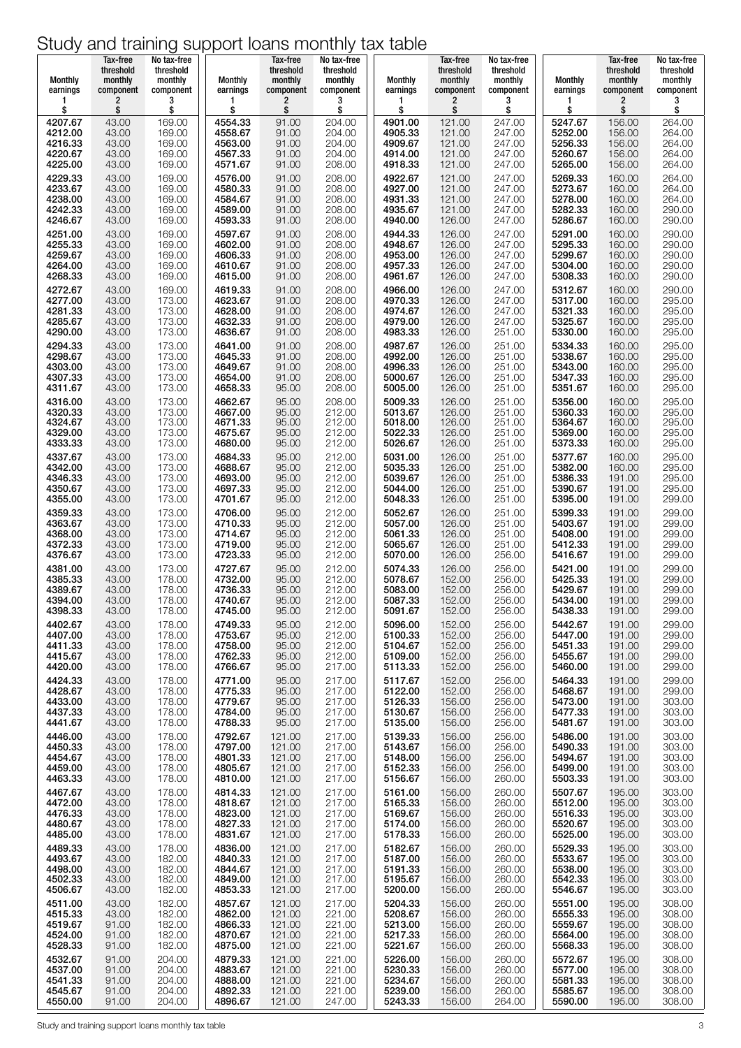# Study and training support loans monthly tax table

| Monthly earnings 1 $ | Tax-free threshold monthly component 2 $ | No tax-free threshold monthly component 3 $ | Monthly earnings 1 $ | Tax-free threshold monthly component 2 $ | No tax-free threshold monthly component 3 $ | Monthly earnings 1 $ | Tax-free threshold monthly component 2 $ | No tax-free threshold monthly component 3 $ | Monthly earnings 1 $ | Tax-free threshold monthly component 2 $ | No tax-free threshold monthly component 3 $ |
|---|---|---|---|---|---|---|---|---|---|---|---|
| 4207.67 | 43.00 | 169.00 | 4554.33 | 91.00 | 204.00 | 4901.00 | 121.00 | 247.00 | 5247.67 | 156.00 | 264.00 |
| 4212.00 | 43.00 | 169.00 | 4558.67 | 91.00 | 204.00 | 4905.33 | 121.00 | 247.00 | 5252.00 | 156.00 | 264.00 |
| 4216.33 | 43.00 | 169.00 | 4563.00 | 91.00 | 204.00 | 4909.67 | 121.00 | 247.00 | 5256.33 | 156.00 | 264.00 |
| 4220.67 | 43.00 | 169.00 | 4567.33 | 91.00 | 204.00 | 4914.00 | 121.00 | 247.00 | 5260.67 | 156.00 | 264.00 |
| 4225.00 | 43.00 | 169.00 | 4571.67 | 91.00 | 208.00 | 4918.33 | 121.00 | 247.00 | 5265.00 | 156.00 | 264.00 |
| 4229.33 | 43.00 | 169.00 | 4576.00 | 91.00 | 208.00 | 4922.67 | 121.00 | 247.00 | 5269.33 | 160.00 | 264.00 |
| 4233.67 | 43.00 | 169.00 | 4580.33 | 91.00 | 208.00 | 4927.00 | 121.00 | 247.00 | 5273.67 | 160.00 | 264.00 |
| 4238.00 | 43.00 | 169.00 | 4584.67 | 91.00 | 208.00 | 4931.33 | 121.00 | 247.00 | 5278.00 | 160.00 | 264.00 |
| 4242.33 | 43.00 | 169.00 | 4589.00 | 91.00 | 208.00 | 4935.67 | 121.00 | 247.00 | 5282.33 | 160.00 | 290.00 |
| 4246.67 | 43.00 | 169.00 | 4593.33 | 91.00 | 208.00 | 4940.00 | 126.00 | 247.00 | 5286.67 | 160.00 | 290.00 |
| 4251.00 | 43.00 | 169.00 | 4597.67 | 91.00 | 208.00 | 4944.33 | 126.00 | 247.00 | 5291.00 | 160.00 | 290.00 |
| 4255.33 | 43.00 | 169.00 | 4602.00 | 91.00 | 208.00 | 4948.67 | 126.00 | 247.00 | 5295.33 | 160.00 | 290.00 |
| 4259.67 | 43.00 | 169.00 | 4606.33 | 91.00 | 208.00 | 4953.00 | 126.00 | 247.00 | 5299.67 | 160.00 | 290.00 |
| 4264.00 | 43.00 | 169.00 | 4610.67 | 91.00 | 208.00 | 4957.33 | 126.00 | 247.00 | 5304.00 | 160.00 | 290.00 |
| 4268.33 | 43.00 | 169.00 | 4615.00 | 91.00 | 208.00 | 4961.67 | 126.00 | 247.00 | 5308.33 | 160.00 | 290.00 |
| 4272.67 | 43.00 | 169.00 | 4619.33 | 91.00 | 208.00 | 4966.00 | 126.00 | 247.00 | 5312.67 | 160.00 | 290.00 |
| 4277.00 | 43.00 | 173.00 | 4623.67 | 91.00 | 208.00 | 4970.33 | 126.00 | 247.00 | 5317.00 | 160.00 | 295.00 |
| 4281.33 | 43.00 | 173.00 | 4628.00 | 91.00 | 208.00 | 4974.67 | 126.00 | 247.00 | 5321.33 | 160.00 | 295.00 |
| 4285.67 | 43.00 | 173.00 | 4632.33 | 91.00 | 208.00 | 4979.00 | 126.00 | 247.00 | 5325.67 | 160.00 | 295.00 |
| 4290.00 | 43.00 | 173.00 | 4636.67 | 91.00 | 208.00 | 4983.33 | 126.00 | 251.00 | 5330.00 | 160.00 | 295.00 |
| 4294.33 | 43.00 | 173.00 | 4641.00 | 91.00 | 208.00 | 4987.67 | 126.00 | 251.00 | 5334.33 | 160.00 | 295.00 |
| 4298.67 | 43.00 | 173.00 | 4645.33 | 91.00 | 208.00 | 4992.00 | 126.00 | 251.00 | 5338.67 | 160.00 | 295.00 |
| 4303.00 | 43.00 | 173.00 | 4649.67 | 91.00 | 208.00 | 4996.33 | 126.00 | 251.00 | 5343.00 | 160.00 | 295.00 |
| 4307.33 | 43.00 | 173.00 | 4654.00 | 91.00 | 208.00 | 5000.67 | 126.00 | 251.00 | 5347.33 | 160.00 | 295.00 |
| 4311.67 | 43.00 | 173.00 | 4658.33 | 95.00 | 208.00 | 5005.00 | 126.00 | 251.00 | 5351.67 | 160.00 | 295.00 |
| 4316.00 | 43.00 | 173.00 | 4662.67 | 95.00 | 208.00 | 5009.33 | 126.00 | 251.00 | 5356.00 | 160.00 | 295.00 |
| 4320.33 | 43.00 | 173.00 | 4667.00 | 95.00 | 212.00 | 5013.67 | 126.00 | 251.00 | 5360.33 | 160.00 | 295.00 |
| 4324.67 | 43.00 | 173.00 | 4671.33 | 95.00 | 212.00 | 5018.00 | 126.00 | 251.00 | 5364.67 | 160.00 | 295.00 |
| 4329.00 | 43.00 | 173.00 | 4675.67 | 95.00 | 212.00 | 5022.33 | 126.00 | 251.00 | 5369.00 | 160.00 | 295.00 |
| 4333.33 | 43.00 | 173.00 | 4680.00 | 95.00 | 212.00 | 5026.67 | 126.00 | 251.00 | 5373.33 | 160.00 | 295.00 |
| 4337.67 | 43.00 | 173.00 | 4684.33 | 95.00 | 212.00 | 5031.00 | 126.00 | 251.00 | 5377.67 | 160.00 | 295.00 |
| 4342.00 | 43.00 | 173.00 | 4688.67 | 95.00 | 212.00 | 5035.33 | 126.00 | 251.00 | 5382.00 | 160.00 | 295.00 |
| 4346.33 | 43.00 | 173.00 | 4693.00 | 95.00 | 212.00 | 5039.67 | 126.00 | 251.00 | 5386.33 | 191.00 | 295.00 |
| 4350.67 | 43.00 | 173.00 | 4697.33 | 95.00 | 212.00 | 5044.00 | 126.00 | 251.00 | 5390.67 | 191.00 | 295.00 |
| 4355.00 | 43.00 | 173.00 | 4701.67 | 95.00 | 212.00 | 5048.33 | 126.00 | 251.00 | 5395.00 | 191.00 | 299.00 |
| 4359.33 | 43.00 | 173.00 | 4706.00 | 95.00 | 212.00 | 5052.67 | 126.00 | 251.00 | 5399.33 | 191.00 | 299.00 |
| 4363.67 | 43.00 | 173.00 | 4710.33 | 95.00 | 212.00 | 5057.00 | 126.00 | 251.00 | 5403.67 | 191.00 | 299.00 |
| 4368.00 | 43.00 | 173.00 | 4714.67 | 95.00 | 212.00 | 5061.33 | 126.00 | 251.00 | 5408.00 | 191.00 | 299.00 |
| 4372.33 | 43.00 | 173.00 | 4719.00 | 95.00 | 212.00 | 5065.67 | 126.00 | 251.00 | 5412.33 | 191.00 | 299.00 |
| 4376.67 | 43.00 | 173.00 | 4723.33 | 95.00 | 212.00 | 5070.00 | 126.00 | 256.00 | 5416.67 | 191.00 | 299.00 |
| 4381.00 | 43.00 | 173.00 | 4727.67 | 95.00 | 212.00 | 5074.33 | 126.00 | 256.00 | 5421.00 | 191.00 | 299.00 |
| 4385.33 | 43.00 | 178.00 | 4732.00 | 95.00 | 212.00 | 5078.67 | 152.00 | 256.00 | 5425.33 | 191.00 | 299.00 |
| 4389.67 | 43.00 | 178.00 | 4736.33 | 95.00 | 212.00 | 5083.00 | 152.00 | 256.00 | 5429.67 | 191.00 | 299.00 |
| 4394.00 | 43.00 | 178.00 | 4740.67 | 95.00 | 212.00 | 5087.33 | 152.00 | 256.00 | 5434.00 | 191.00 | 299.00 |
| 4398.33 | 43.00 | 178.00 | 4745.00 | 95.00 | 212.00 | 5091.67 | 152.00 | 256.00 | 5438.33 | 191.00 | 299.00 |
| 4402.67 | 43.00 | 178.00 | 4749.33 | 95.00 | 212.00 | 5096.00 | 152.00 | 256.00 | 5442.67 | 191.00 | 299.00 |
| 4407.00 | 43.00 | 178.00 | 4753.67 | 95.00 | 212.00 | 5100.33 | 152.00 | 256.00 | 5447.00 | 191.00 | 299.00 |
| 4411.33 | 43.00 | 178.00 | 4758.00 | 95.00 | 212.00 | 5104.67 | 152.00 | 256.00 | 5451.33 | 191.00 | 299.00 |
| 4415.67 | 43.00 | 178.00 | 4762.33 | 95.00 | 212.00 | 5109.00 | 152.00 | 256.00 | 5455.67 | 191.00 | 299.00 |
| 4420.00 | 43.00 | 178.00 | 4766.67 | 95.00 | 217.00 | 5113.33 | 152.00 | 256.00 | 5460.00 | 191.00 | 299.00 |
| 4424.33 | 43.00 | 178.00 | 4771.00 | 95.00 | 217.00 | 5117.67 | 152.00 | 256.00 | 5464.33 | 191.00 | 299.00 |
| 4428.67 | 43.00 | 178.00 | 4775.33 | 95.00 | 217.00 | 5122.00 | 152.00 | 256.00 | 5468.67 | 191.00 | 299.00 |
| 4433.00 | 43.00 | 178.00 | 4779.67 | 95.00 | 217.00 | 5126.33 | 156.00 | 256.00 | 5473.00 | 191.00 | 303.00 |
| 4437.33 | 43.00 | 178.00 | 4784.00 | 95.00 | 217.00 | 5130.67 | 156.00 | 256.00 | 5477.33 | 191.00 | 303.00 |
| 4441.67 | 43.00 | 178.00 | 4788.33 | 95.00 | 217.00 | 5135.00 | 156.00 | 256.00 | 5481.67 | 191.00 | 303.00 |
| 4446.00 | 43.00 | 178.00 | 4792.67 | 121.00 | 217.00 | 5139.33 | 156.00 | 256.00 | 5486.00 | 191.00 | 303.00 |
| 4450.33 | 43.00 | 178.00 | 4797.00 | 121.00 | 217.00 | 5143.67 | 156.00 | 256.00 | 5490.33 | 191.00 | 303.00 |
| 4454.67 | 43.00 | 178.00 | 4801.33 | 121.00 | 217.00 | 5148.00 | 156.00 | 256.00 | 5494.67 | 191.00 | 303.00 |
| 4459.00 | 43.00 | 178.00 | 4805.67 | 121.00 | 217.00 | 5152.33 | 156.00 | 256.00 | 5499.00 | 191.00 | 303.00 |
| 4463.33 | 43.00 | 178.00 | 4810.00 | 121.00 | 217.00 | 5156.67 | 156.00 | 260.00 | 5503.33 | 191.00 | 303.00 |
| 4467.67 | 43.00 | 178.00 | 4814.33 | 121.00 | 217.00 | 5161.00 | 156.00 | 260.00 | 5507.67 | 195.00 | 303.00 |
| 4472.00 | 43.00 | 178.00 | 4818.67 | 121.00 | 217.00 | 5165.33 | 156.00 | 260.00 | 5512.00 | 195.00 | 303.00 |
| 4476.33 | 43.00 | 178.00 | 4823.00 | 121.00 | 217.00 | 5169.67 | 156.00 | 260.00 | 5516.33 | 195.00 | 303.00 |
| 4480.67 | 43.00 | 178.00 | 4827.33 | 121.00 | 217.00 | 5174.00 | 156.00 | 260.00 | 5520.67 | 195.00 | 303.00 |
| 4485.00 | 43.00 | 178.00 | 4831.67 | 121.00 | 217.00 | 5178.33 | 156.00 | 260.00 | 5525.00 | 195.00 | 303.00 |
| 4489.33 | 43.00 | 178.00 | 4836.00 | 121.00 | 217.00 | 5182.67 | 156.00 | 260.00 | 5529.33 | 195.00 | 303.00 |
| 4493.67 | 43.00 | 182.00 | 4840.33 | 121.00 | 217.00 | 5187.00 | 156.00 | 260.00 | 5533.67 | 195.00 | 303.00 |
| 4498.00 | 43.00 | 182.00 | 4844.67 | 121.00 | 217.00 | 5191.33 | 156.00 | 260.00 | 5538.00 | 195.00 | 303.00 |
| 4502.33 | 43.00 | 182.00 | 4849.00 | 121.00 | 217.00 | 5195.67 | 156.00 | 260.00 | 5542.33 | 195.00 | 303.00 |
| 4506.67 | 43.00 | 182.00 | 4853.33 | 121.00 | 217.00 | 5200.00 | 156.00 | 260.00 | 5546.67 | 195.00 | 303.00 |
| 4511.00 | 43.00 | 182.00 | 4857.67 | 121.00 | 217.00 | 5204.33 | 156.00 | 260.00 | 5551.00 | 195.00 | 308.00 |
| 4515.33 | 43.00 | 182.00 | 4862.00 | 121.00 | 221.00 | 5208.67 | 156.00 | 260.00 | 5555.33 | 195.00 | 308.00 |
| 4519.67 | 91.00 | 182.00 | 4866.33 | 121.00 | 221.00 | 5213.00 | 156.00 | 260.00 | 5559.67 | 195.00 | 308.00 |
| 4524.00 | 91.00 | 182.00 | 4870.67 | 121.00 | 221.00 | 5217.33 | 156.00 | 260.00 | 5564.00 | 195.00 | 308.00 |
| 4528.33 | 91.00 | 182.00 | 4875.00 | 121.00 | 221.00 | 5221.67 | 156.00 | 260.00 | 5568.33 | 195.00 | 308.00 |
| 4532.67 | 91.00 | 204.00 | 4879.33 | 121.00 | 221.00 | 5226.00 | 156.00 | 260.00 | 5572.67 | 195.00 | 308.00 |
| 4537.00 | 91.00 | 204.00 | 4883.67 | 121.00 | 221.00 | 5230.33 | 156.00 | 260.00 | 5577.00 | 195.00 | 308.00 |
| 4541.33 | 91.00 | 204.00 | 4888.00 | 121.00 | 221.00 | 5234.67 | 156.00 | 260.00 | 5581.33 | 195.00 | 308.00 |
| 4545.67 | 91.00 | 204.00 | 4892.33 | 121.00 | 221.00 | 5239.00 | 156.00 | 260.00 | 5585.67 | 195.00 | 308.00 |
| 4550.00 | 91.00 | 204.00 | 4896.67 | 121.00 | 247.00 | 5243.33 | 156.00 | 264.00 | 5590.00 | 195.00 | 308.00 |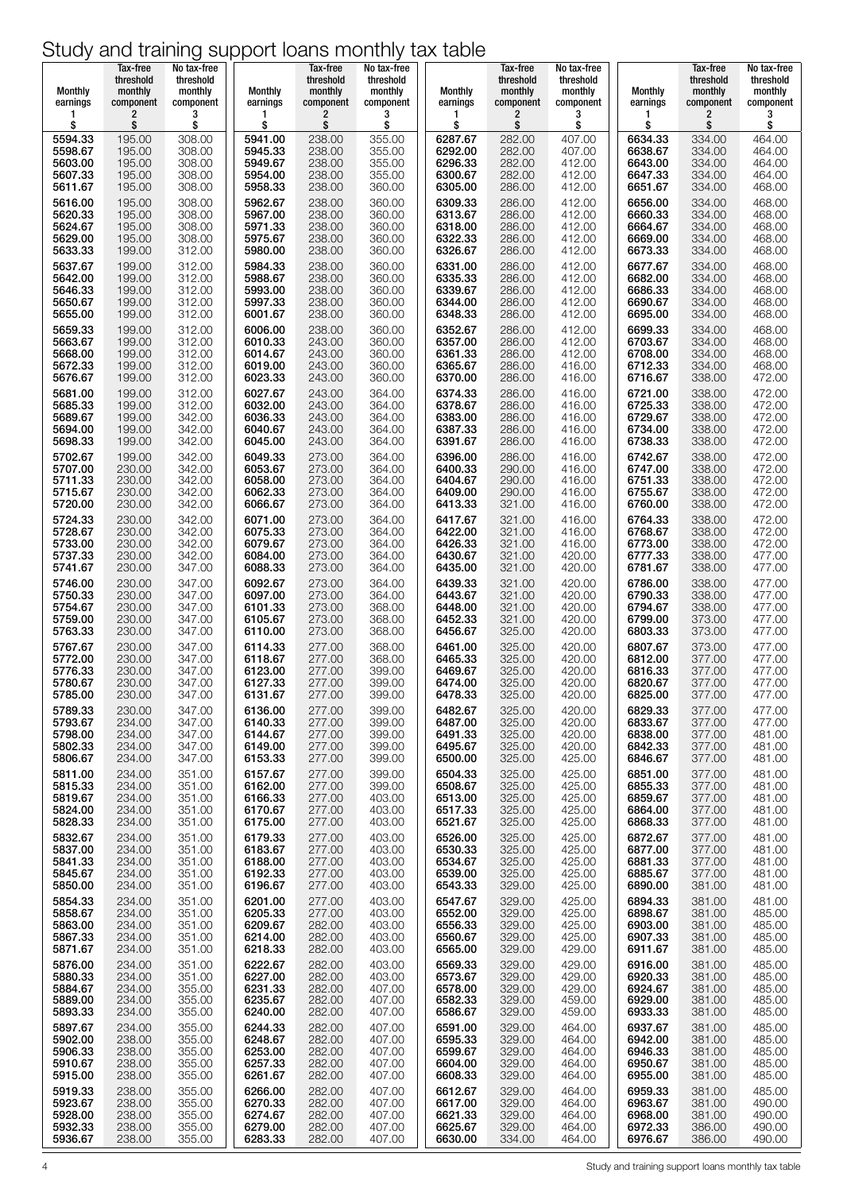# Study and training support loans monthly tax table

| Monthly earnings 1 $ | Tax-free threshold monthly component 2 $ | No tax-free threshold monthly component 3 $ | Monthly earnings 1 $ | Tax-free threshold monthly component 2 $ | No tax-free threshold monthly component 3 $ | Monthly earnings 1 $ | Tax-free threshold monthly component 2 $ | No tax-free threshold monthly component 3 $ | Monthly earnings 1 $ | Tax-free threshold monthly component 2 $ | No tax-free threshold monthly component 3 $ |
|---|---|---|---|---|---|---|---|---|---|---|---|
| 5594.33 | 195.00 | 308.00 | 5941.00 | 238.00 | 355.00 | 6287.67 | 282.00 | 407.00 | 6634.33 | 334.00 | 464.00 |
| 5598.67 | 195.00 | 308.00 | 5945.33 | 238.00 | 355.00 | 6292.00 | 282.00 | 407.00 | 6638.67 | 334.00 | 464.00 |
| 5603.00 | 195.00 | 308.00 | 5949.67 | 238.00 | 355.00 | 6296.33 | 282.00 | 412.00 | 6643.00 | 334.00 | 464.00 |
| 5607.33 | 195.00 | 308.00 | 5954.00 | 238.00 | 355.00 | 6300.67 | 282.00 | 412.00 | 6647.33 | 334.00 | 464.00 |
| 5611.67 | 195.00 | 308.00 | 5958.33 | 238.00 | 360.00 | 6305.00 | 286.00 | 412.00 | 6651.67 | 334.00 | 468.00 |
| 5616.00 | 195.00 | 308.00 | 5962.67 | 238.00 | 360.00 | 6309.33 | 286.00 | 412.00 | 6656.00 | 334.00 | 468.00 |
| 5620.33 | 195.00 | 308.00 | 5967.00 | 238.00 | 360.00 | 6313.67 | 286.00 | 412.00 | 6660.33 | 334.00 | 468.00 |
| 5624.67 | 195.00 | 308.00 | 5971.33 | 238.00 | 360.00 | 6318.00 | 286.00 | 412.00 | 6664.67 | 334.00 | 468.00 |
| 5629.00 | 195.00 | 308.00 | 5975.67 | 238.00 | 360.00 | 6322.33 | 286.00 | 412.00 | 6669.00 | 334.00 | 468.00 |
| 5633.33 | 199.00 | 312.00 | 5980.00 | 238.00 | 360.00 | 6326.67 | 286.00 | 412.00 | 6673.33 | 334.00 | 468.00 |
| 5637.67 | 199.00 | 312.00 | 5984.33 | 238.00 | 360.00 | 6331.00 | 286.00 | 412.00 | 6677.67 | 334.00 | 468.00 |
| 5642.00 | 199.00 | 312.00 | 5988.67 | 238.00 | 360.00 | 6335.33 | 286.00 | 412.00 | 6682.00 | 334.00 | 468.00 |
| 5646.33 | 199.00 | 312.00 | 5993.00 | 238.00 | 360.00 | 6339.67 | 286.00 | 412.00 | 6686.33 | 334.00 | 468.00 |
| 5650.67 | 199.00 | 312.00 | 5997.33 | 238.00 | 360.00 | 6344.00 | 286.00 | 412.00 | 6690.67 | 334.00 | 468.00 |
| 5655.00 | 199.00 | 312.00 | 6001.67 | 238.00 | 360.00 | 6348.33 | 286.00 | 412.00 | 6695.00 | 334.00 | 468.00 |
| 5659.33 | 199.00 | 312.00 | 6006.00 | 238.00 | 360.00 | 6352.67 | 286.00 | 412.00 | 6699.33 | 334.00 | 468.00 |
| 5663.67 | 199.00 | 312.00 | 6010.33 | 243.00 | 360.00 | 6357.00 | 286.00 | 412.00 | 6703.67 | 334.00 | 468.00 |
| 5668.00 | 199.00 | 312.00 | 6014.67 | 243.00 | 360.00 | 6361.33 | 286.00 | 412.00 | 6708.00 | 334.00 | 468.00 |
| 5672.33 | 199.00 | 312.00 | 6019.00 | 243.00 | 360.00 | 6365.67 | 286.00 | 416.00 | 6712.33 | 334.00 | 468.00 |
| 5676.67 | 199.00 | 312.00 | 6023.33 | 243.00 | 360.00 | 6370.00 | 286.00 | 416.00 | 6716.67 | 338.00 | 472.00 |
| 5681.00 | 199.00 | 312.00 | 6027.67 | 243.00 | 364.00 | 6374.33 | 286.00 | 416.00 | 6721.00 | 338.00 | 472.00 |
| 5685.33 | 199.00 | 312.00 | 6032.00 | 243.00 | 364.00 | 6378.67 | 286.00 | 416.00 | 6725.33 | 338.00 | 472.00 |
| 5689.67 | 199.00 | 342.00 | 6036.33 | 243.00 | 364.00 | 6383.00 | 286.00 | 416.00 | 6729.67 | 338.00 | 472.00 |
| 5694.00 | 199.00 | 342.00 | 6040.67 | 243.00 | 364.00 | 6387.33 | 286.00 | 416.00 | 6734.00 | 338.00 | 472.00 |
| 5698.33 | 199.00 | 342.00 | 6045.00 | 243.00 | 364.00 | 6391.67 | 286.00 | 416.00 | 6738.33 | 338.00 | 472.00 |
| 5702.67 | 199.00 | 342.00 | 6049.33 | 273.00 | 364.00 | 6396.00 | 286.00 | 416.00 | 6742.67 | 338.00 | 472.00 |
| 5707.00 | 230.00 | 342.00 | 6053.67 | 273.00 | 364.00 | 6400.33 | 290.00 | 416.00 | 6747.00 | 338.00 | 472.00 |
| 5711.33 | 230.00 | 342.00 | 6058.00 | 273.00 | 364.00 | 6404.67 | 290.00 | 416.00 | 6751.33 | 338.00 | 472.00 |
| 5715.67 | 230.00 | 342.00 | 6062.33 | 273.00 | 364.00 | 6409.00 | 290.00 | 416.00 | 6755.67 | 338.00 | 472.00 |
| 5720.00 | 230.00 | 342.00 | 6066.67 | 273.00 | 364.00 | 6413.33 | 321.00 | 416.00 | 6760.00 | 338.00 | 472.00 |
| 5724.33 | 230.00 | 342.00 | 6071.00 | 273.00 | 364.00 | 6417.67 | 321.00 | 416.00 | 6764.33 | 338.00 | 472.00 |
| 5728.67 | 230.00 | 342.00 | 6075.33 | 273.00 | 364.00 | 6422.00 | 321.00 | 416.00 | 6768.67 | 338.00 | 472.00 |
| 5733.00 | 230.00 | 342.00 | 6079.67 | 273.00 | 364.00 | 6426.33 | 321.00 | 416.00 | 6773.00 | 338.00 | 472.00 |
| 5737.33 | 230.00 | 342.00 | 6084.00 | 273.00 | 364.00 | 6430.67 | 321.00 | 420.00 | 6777.33 | 338.00 | 477.00 |
| 5741.67 | 230.00 | 347.00 | 6088.33 | 273.00 | 364.00 | 6435.00 | 321.00 | 420.00 | 6781.67 | 338.00 | 477.00 |
| 5746.00 | 230.00 | 347.00 | 6092.67 | 273.00 | 364.00 | 6439.33 | 321.00 | 420.00 | 6786.00 | 338.00 | 477.00 |
| 5750.33 | 230.00 | 347.00 | 6097.00 | 273.00 | 364.00 | 6443.67 | 321.00 | 420.00 | 6790.33 | 338.00 | 477.00 |
| 5754.67 | 230.00 | 347.00 | 6101.33 | 273.00 | 368.00 | 6448.00 | 321.00 | 420.00 | 6794.67 | 338.00 | 477.00 |
| 5759.00 | 230.00 | 347.00 | 6105.67 | 273.00 | 368.00 | 6452.33 | 321.00 | 420.00 | 6799.00 | 373.00 | 477.00 |
| 5763.33 | 230.00 | 347.00 | 6110.00 | 273.00 | 368.00 | 6456.67 | 325.00 | 420.00 | 6803.33 | 373.00 | 477.00 |
| 5767.67 | 230.00 | 347.00 | 6114.33 | 277.00 | 368.00 | 6461.00 | 325.00 | 420.00 | 6807.67 | 373.00 | 477.00 |
| 5772.00 | 230.00 | 347.00 | 6118.67 | 277.00 | 368.00 | 6465.33 | 325.00 | 420.00 | 6812.00 | 377.00 | 477.00 |
| 5776.33 | 230.00 | 347.00 | 6123.00 | 277.00 | 399.00 | 6469.67 | 325.00 | 420.00 | 6816.33 | 377.00 | 477.00 |
| 5780.67 | 230.00 | 347.00 | 6127.33 | 277.00 | 399.00 | 6474.00 | 325.00 | 420.00 | 6820.67 | 377.00 | 477.00 |
| 5785.00 | 230.00 | 347.00 | 6131.67 | 277.00 | 399.00 | 6478.33 | 325.00 | 420.00 | 6825.00 | 377.00 | 477.00 |
| 5789.33 | 230.00 | 347.00 | 6136.00 | 277.00 | 399.00 | 6482.67 | 325.00 | 420.00 | 6829.33 | 377.00 | 477.00 |
| 5793.67 | 234.00 | 347.00 | 6140.33 | 277.00 | 399.00 | 6487.00 | 325.00 | 420.00 | 6833.67 | 377.00 | 477.00 |
| 5798.00 | 234.00 | 347.00 | 6144.67 | 277.00 | 399.00 | 6491.33 | 325.00 | 420.00 | 6838.00 | 377.00 | 481.00 |
| 5802.33 | 234.00 | 347.00 | 6149.00 | 277.00 | 399.00 | 6495.67 | 325.00 | 420.00 | 6842.33 | 377.00 | 481.00 |
| 5806.67 | 234.00 | 347.00 | 6153.33 | 277.00 | 399.00 | 6500.00 | 325.00 | 425.00 | 6846.67 | 377.00 | 481.00 |
| 5811.00 | 234.00 | 351.00 | 6157.67 | 277.00 | 399.00 | 6504.33 | 325.00 | 425.00 | 6851.00 | 377.00 | 481.00 |
| 5815.33 | 234.00 | 351.00 | 6162.00 | 277.00 | 399.00 | 6508.67 | 325.00 | 425.00 | 6855.33 | 377.00 | 481.00 |
| 5819.67 | 234.00 | 351.00 | 6166.33 | 277.00 | 403.00 | 6513.00 | 325.00 | 425.00 | 6859.67 | 377.00 | 481.00 |
| 5824.00 | 234.00 | 351.00 | 6170.67 | 277.00 | 403.00 | 6517.33 | 325.00 | 425.00 | 6864.00 | 377.00 | 481.00 |
| 5828.33 | 234.00 | 351.00 | 6175.00 | 277.00 | 403.00 | 6521.67 | 325.00 | 425.00 | 6868.33 | 377.00 | 481.00 |
| 5832.67 | 234.00 | 351.00 | 6179.33 | 277.00 | 403.00 | 6526.00 | 325.00 | 425.00 | 6872.67 | 377.00 | 481.00 |
| 5837.00 | 234.00 | 351.00 | 6183.67 | 277.00 | 403.00 | 6530.33 | 325.00 | 425.00 | 6877.00 | 377.00 | 481.00 |
| 5841.33 | 234.00 | 351.00 | 6188.00 | 277.00 | 403.00 | 6534.67 | 325.00 | 425.00 | 6881.33 | 377.00 | 481.00 |
| 5845.67 | 234.00 | 351.00 | 6192.33 | 277.00 | 403.00 | 6539.00 | 325.00 | 425.00 | 6885.67 | 377.00 | 481.00 |
| 5850.00 | 234.00 | 351.00 | 6196.67 | 277.00 | 403.00 | 6543.33 | 329.00 | 425.00 | 6890.00 | 381.00 | 481.00 |
| 5854.33 | 234.00 | 351.00 | 6201.00 | 277.00 | 403.00 | 6547.67 | 329.00 | 425.00 | 6894.33 | 381.00 | 481.00 |
| 5858.67 | 234.00 | 351.00 | 6205.33 | 277.00 | 403.00 | 6552.00 | 329.00 | 425.00 | 6898.67 | 381.00 | 485.00 |
| 5863.00 | 234.00 | 351.00 | 6209.67 | 282.00 | 403.00 | 6556.33 | 329.00 | 425.00 | 6903.00 | 381.00 | 485.00 |
| 5867.33 | 234.00 | 351.00 | 6214.00 | 282.00 | 403.00 | 6560.67 | 329.00 | 425.00 | 6907.33 | 381.00 | 485.00 |
| 5871.67 | 234.00 | 351.00 | 6218.33 | 282.00 | 403.00 | 6565.00 | 329.00 | 429.00 | 6911.67 | 381.00 | 485.00 |
| 5876.00 | 234.00 | 351.00 | 6222.67 | 282.00 | 403.00 | 6569.33 | 329.00 | 429.00 | 6916.00 | 381.00 | 485.00 |
| 5880.33 | 234.00 | 351.00 | 6227.00 | 282.00 | 403.00 | 6573.67 | 329.00 | 429.00 | 6920.33 | 381.00 | 485.00 |
| 5884.67 | 234.00 | 355.00 | 6231.33 | 282.00 | 407.00 | 6578.00 | 329.00 | 429.00 | 6924.67 | 381.00 | 485.00 |
| 5889.00 | 234.00 | 355.00 | 6235.67 | 282.00 | 407.00 | 6582.33 | 329.00 | 459.00 | 6929.00 | 381.00 | 485.00 |
| 5893.33 | 234.00 | 355.00 | 6240.00 | 282.00 | 407.00 | 6586.67 | 329.00 | 459.00 | 6933.33 | 381.00 | 485.00 |
| 5897.67 | 234.00 | 355.00 | 6244.33 | 282.00 | 407.00 | 6591.00 | 329.00 | 464.00 | 6937.67 | 381.00 | 485.00 |
| 5902.00 | 238.00 | 355.00 | 6248.67 | 282.00 | 407.00 | 6595.33 | 329.00 | 464.00 | 6942.00 | 381.00 | 485.00 |
| 5906.33 | 238.00 | 355.00 | 6253.00 | 282.00 | 407.00 | 6599.67 | 329.00 | 464.00 | 6946.33 | 381.00 | 485.00 |
| 5910.67 | 238.00 | 355.00 | 6257.33 | 282.00 | 407.00 | 6604.00 | 329.00 | 464.00 | 6950.67 | 381.00 | 485.00 |
| 5915.00 | 238.00 | 355.00 | 6261.67 | 282.00 | 407.00 | 6608.33 | 329.00 | 464.00 | 6955.00 | 381.00 | 485.00 |
| 5919.33 | 238.00 | 355.00 | 6266.00 | 282.00 | 407.00 | 6612.67 | 329.00 | 464.00 | 6959.33 | 381.00 | 485.00 |
| 5923.67 | 238.00 | 355.00 | 6270.33 | 282.00 | 407.00 | 6617.00 | 329.00 | 464.00 | 6963.67 | 381.00 | 490.00 |
| 5928.00 | 238.00 | 355.00 | 6274.67 | 282.00 | 407.00 | 6621.33 | 329.00 | 464.00 | 6968.00 | 381.00 | 490.00 |
| 5932.33 | 238.00 | 355.00 | 6279.00 | 282.00 | 407.00 | 6625.67 | 329.00 | 464.00 | 6972.33 | 386.00 | 490.00 |
| 5936.67 | 238.00 | 355.00 | 6283.33 | 282.00 | 407.00 | 6630.00 | 334.00 | 464.00 | 6976.67 | 386.00 | 490.00 |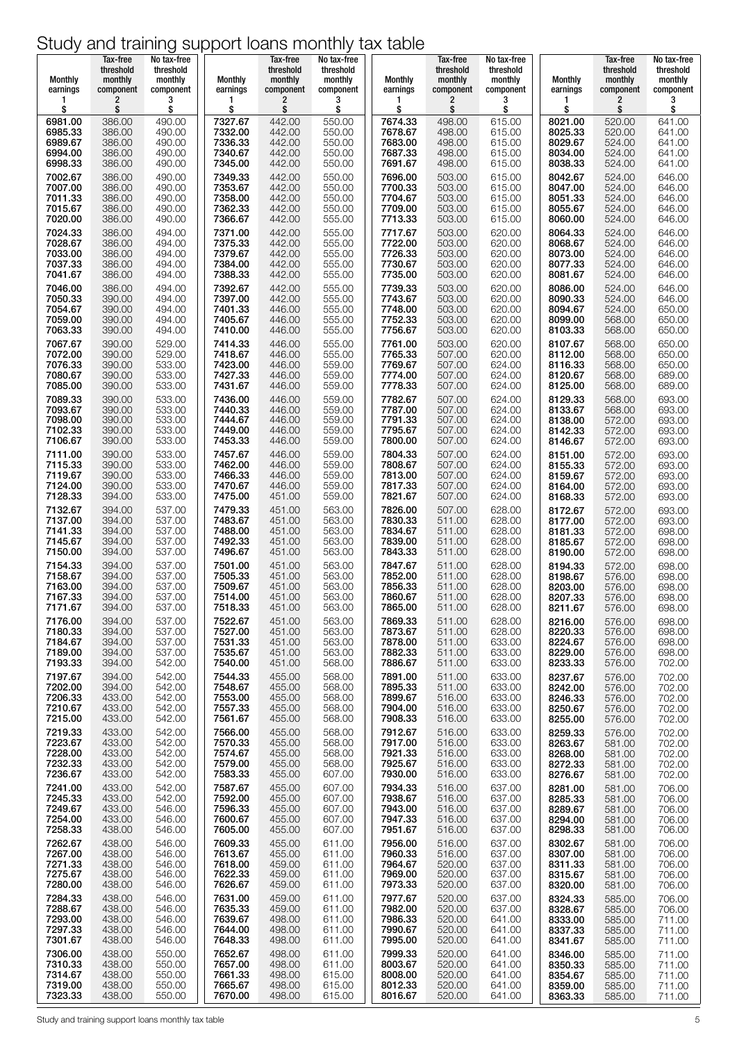# Study and training support loans monthly tax table

| Monthly earnings 1 $ | Tax-free threshold monthly component 2 $ | No tax-free threshold monthly component 3 $ |
|---|---|---|
| 6981.00 | 386.00 | 490.00 |
| 6985.33 | 386.00 | 490.00 |
| 6989.67 | 386.00 | 490.00 |
| 6994.00 | 386.00 | 490.00 |
| 6998.33 | 386.00 | 490.00 |
| 7002.67 | 386.00 | 490.00 |
| 7007.00 | 386.00 | 490.00 |
| 7011.33 | 386.00 | 490.00 |
| 7015.67 | 386.00 | 490.00 |
| 7020.00 | 386.00 | 490.00 |
| 7024.33 | 386.00 | 494.00 |
| 7028.67 | 386.00 | 494.00 |
| 7033.00 | 386.00 | 494.00 |
| 7037.33 | 386.00 | 494.00 |
| 7041.67 | 386.00 | 494.00 |
| 7046.00 | 386.00 | 494.00 |
| 7050.33 | 390.00 | 494.00 |
| 7054.67 | 390.00 | 494.00 |
| 7059.00 | 390.00 | 494.00 |
| 7063.33 | 390.00 | 494.00 |
| 7067.67 | 390.00 | 529.00 |
| 7072.00 | 390.00 | 529.00 |
| 7076.33 | 390.00 | 533.00 |
| 7080.67 | 390.00 | 533.00 |
| 7085.00 | 390.00 | 533.00 |
| 7089.33 | 390.00 | 533.00 |
| 7093.67 | 390.00 | 533.00 |
| 7098.00 | 390.00 | 533.00 |
| 7102.33 | 390.00 | 533.00 |
| 7106.67 | 390.00 | 533.00 |
| 7111.00 | 390.00 | 533.00 |
| 7115.33 | 390.00 | 533.00 |
| 7119.67 | 390.00 | 533.00 |
| 7124.00 | 390.00 | 533.00 |
| 7128.33 | 394.00 | 533.00 |
| 7132.67 | 394.00 | 537.00 |
| 7137.00 | 394.00 | 537.00 |
| 7141.33 | 394.00 | 537.00 |
| 7145.67 | 394.00 | 537.00 |
| 7150.00 | 394.00 | 537.00 |
| 7154.33 | 394.00 | 537.00 |
| 7158.67 | 394.00 | 537.00 |
| 7163.00 | 394.00 | 537.00 |
| 7167.33 | 394.00 | 537.00 |
| 7171.67 | 394.00 | 537.00 |
| 7176.00 | 394.00 | 537.00 |
| 7180.33 | 394.00 | 537.00 |
| 7184.67 | 394.00 | 537.00 |
| 7189.00 | 394.00 | 537.00 |
| 7193.33 | 394.00 | 542.00 |
| 7197.67 | 394.00 | 542.00 |
| 7202.00 | 394.00 | 542.00 |
| 7206.33 | 433.00 | 542.00 |
| 7210.67 | 433.00 | 542.00 |
| 7215.00 | 433.00 | 542.00 |
| 7219.33 | 433.00 | 542.00 |
| 7223.67 | 433.00 | 542.00 |
| 7228.00 | 433.00 | 542.00 |
| 7232.33 | 433.00 | 542.00 |
| 7236.67 | 433.00 | 542.00 |
| 7241.00 | 433.00 | 542.00 |
| 7245.33 | 433.00 | 542.00 |
| 7249.67 | 433.00 | 546.00 |
| 7254.00 | 433.00 | 546.00 |
| 7258.33 | 438.00 | 546.00 |
| 7262.67 | 438.00 | 546.00 |
| 7267.00 | 438.00 | 546.00 |
| 7271.33 | 438.00 | 546.00 |
| 7275.67 | 438.00 | 546.00 |
| 7280.00 | 438.00 | 546.00 |
| 7284.33 | 438.00 | 546.00 |
| 7288.67 | 438.00 | 546.00 |
| 7293.00 | 438.00 | 546.00 |
| 7297.33 | 438.00 | 546.00 |
| 7301.67 | 438.00 | 546.00 |
| 7306.00 | 438.00 | 550.00 |
| 7310.33 | 438.00 | 550.00 |
| 7314.67 | 438.00 | 550.00 |
| 7319.00 | 438.00 | 550.00 |
| 7323.33 | 438.00 | 550.00 |
| 7327.67 | 442.00 | 550.00 |
| 7332.00 | 442.00 | 550.00 |
| 7336.33 | 442.00 | 550.00 |
| 7340.67 | 442.00 | 550.00 |
| 7345.00 | 442.00 | 550.00 |
| 7349.33 | 442.00 | 550.00 |
| 7353.67 | 442.00 | 550.00 |
| 7358.00 | 442.00 | 550.00 |
| 7362.33 | 442.00 | 550.00 |
| 7366.67 | 442.00 | 555.00 |
| 7371.00 | 442.00 | 555.00 |
| 7375.33 | 442.00 | 555.00 |
| 7379.67 | 442.00 | 555.00 |
| 7384.00 | 442.00 | 555.00 |
| 7388.33 | 442.00 | 555.00 |
| 7392.67 | 442.00 | 555.00 |
| 7397.00 | 442.00 | 555.00 |
| 7401.33 | 446.00 | 555.00 |
| 7405.67 | 446.00 | 555.00 |
| 7410.00 | 446.00 | 555.00 |
| 7414.33 | 446.00 | 555.00 |
| 7418.67 | 446.00 | 555.00 |
| 7423.00 | 446.00 | 559.00 |
| 7427.33 | 446.00 | 559.00 |
| 7431.67 | 446.00 | 559.00 |
| 7436.00 | 446.00 | 559.00 |
| 7440.33 | 446.00 | 559.00 |
| 7444.67 | 446.00 | 559.00 |
| 7449.00 | 446.00 | 559.00 |
| 7453.33 | 446.00 | 559.00 |
| 7457.67 | 446.00 | 559.00 |
| 7462.00 | 446.00 | 559.00 |
| 7466.33 | 446.00 | 559.00 |
| 7470.67 | 446.00 | 559.00 |
| 7475.00 | 451.00 | 559.00 |
| 7479.33 | 451.00 | 563.00 |
| 7483.67 | 451.00 | 563.00 |
| 7488.00 | 451.00 | 563.00 |
| 7492.33 | 451.00 | 563.00 |
| 7496.67 | 451.00 | 563.00 |
| 7501.00 | 451.00 | 563.00 |
| 7505.33 | 451.00 | 563.00 |
| 7509.67 | 451.00 | 563.00 |
| 7514.00 | 451.00 | 563.00 |
| 7518.33 | 451.00 | 563.00 |
| 7522.67 | 451.00 | 563.00 |
| 7527.00 | 451.00 | 563.00 |
| 7531.33 | 451.00 | 563.00 |
| 7535.67 | 451.00 | 563.00 |
| 7540.00 | 451.00 | 568.00 |
| 7544.33 | 455.00 | 568.00 |
| 7548.67 | 455.00 | 568.00 |
| 7553.00 | 455.00 | 568.00 |
| 7557.33 | 455.00 | 568.00 |
| 7561.67 | 455.00 | 568.00 |
| 7566.00 | 455.00 | 568.00 |
| 7570.33 | 455.00 | 568.00 |
| 7574.67 | 455.00 | 568.00 |
| 7579.00 | 455.00 | 568.00 |
| 7583.33 | 455.00 | 607.00 |
| 7587.67 | 455.00 | 607.00 |
| 7592.00 | 455.00 | 607.00 |
| 7596.33 | 455.00 | 607.00 |
| 7600.67 | 455.00 | 607.00 |
| 7605.00 | 455.00 | 607.00 |
| 7609.33 | 455.00 | 611.00 |
| 7613.67 | 455.00 | 611.00 |
| 7618.00 | 459.00 | 611.00 |
| 7622.33 | 459.00 | 611.00 |
| 7626.67 | 459.00 | 611.00 |
| 7631.00 | 459.00 | 611.00 |
| 7635.33 | 459.00 | 611.00 |
| 7639.67 | 498.00 | 611.00 |
| 7644.00 | 498.00 | 611.00 |
| 7648.33 | 498.00 | 611.00 |
| 7652.67 | 498.00 | 611.00 |
| 7657.00 | 498.00 | 611.00 |
| 7661.33 | 498.00 | 615.00 |
| 7665.67 | 498.00 | 615.00 |
| 7670.00 | 498.00 | 615.00 |
| 7674.33 | 498.00 | 615.00 |
| 7678.67 | 498.00 | 615.00 |
| 7683.00 | 498.00 | 615.00 |
| 7687.33 | 498.00 | 615.00 |
| 7691.67 | 498.00 | 615.00 |
| 7696.00 | 503.00 | 615.00 |
| 7700.33 | 503.00 | 615.00 |
| 7704.67 | 503.00 | 615.00 |
| 7709.00 | 503.00 | 615.00 |
| 7713.33 | 503.00 | 615.00 |
| 7717.67 | 503.00 | 620.00 |
| 7722.00 | 503.00 | 620.00 |
| 7726.33 | 503.00 | 620.00 |
| 7730.67 | 503.00 | 620.00 |
| 7735.00 | 503.00 | 620.00 |
| 7739.33 | 503.00 | 620.00 |
| 7743.67 | 503.00 | 620.00 |
| 7748.00 | 503.00 | 620.00 |
| 7752.33 | 503.00 | 620.00 |
| 7756.67 | 503.00 | 620.00 |
| 7761.00 | 503.00 | 620.00 |
| 7765.33 | 507.00 | 620.00 |
| 7769.67 | 507.00 | 624.00 |
| 7774.00 | 507.00 | 624.00 |
| 7778.33 | 507.00 | 624.00 |
| 7782.67 | 507.00 | 624.00 |
| 7787.00 | 507.00 | 624.00 |
| 7791.33 | 507.00 | 624.00 |
| 7795.67 | 507.00 | 624.00 |
| 7800.00 | 507.00 | 624.00 |
| 7804.33 | 507.00 | 624.00 |
| 7808.67 | 507.00 | 624.00 |
| 7813.00 | 507.00 | 624.00 |
| 7817.33 | 507.00 | 624.00 |
| 7821.67 | 507.00 | 624.00 |
| 7826.00 | 507.00 | 628.00 |
| 7830.33 | 511.00 | 628.00 |
| 7834.67 | 511.00 | 628.00 |
| 7839.00 | 511.00 | 628.00 |
| 7843.33 | 511.00 | 628.00 |
| 7847.67 | 511.00 | 628.00 |
| 7852.00 | 511.00 | 628.00 |
| 7856.33 | 511.00 | 628.00 |
| 7860.67 | 511.00 | 628.00 |
| 7865.00 | 511.00 | 628.00 |
| 7869.33 | 511.00 | 628.00 |
| 7873.67 | 511.00 | 628.00 |
| 7878.00 | 511.00 | 633.00 |
| 7882.33 | 511.00 | 633.00 |
| 7886.67 | 511.00 | 633.00 |
| 7891.00 | 511.00 | 633.00 |
| 7895.33 | 511.00 | 633.00 |
| 7899.67 | 516.00 | 633.00 |
| 7904.00 | 516.00 | 633.00 |
| 7908.33 | 516.00 | 633.00 |
| 7912.67 | 516.00 | 633.00 |
| 7917.00 | 516.00 | 633.00 |
| 7921.33 | 516.00 | 633.00 |
| 7925.67 | 516.00 | 633.00 |
| 7930.00 | 516.00 | 633.00 |
| 7934.33 | 516.00 | 637.00 |
| 7938.67 | 516.00 | 637.00 |
| 7943.00 | 516.00 | 637.00 |
| 7947.33 | 516.00 | 637.00 |
| 7951.67 | 516.00 | 637.00 |
| 7956.00 | 516.00 | 637.00 |
| 7960.33 | 516.00 | 637.00 |
| 7964.67 | 520.00 | 637.00 |
| 7969.00 | 520.00 | 637.00 |
| 7973.33 | 520.00 | 637.00 |
| 7977.67 | 520.00 | 637.00 |
| 7982.00 | 520.00 | 637.00 |
| 7986.33 | 520.00 | 641.00 |
| 7990.67 | 520.00 | 641.00 |
| 7995.00 | 520.00 | 641.00 |
| 7999.33 | 520.00 | 641.00 |
| 8003.67 | 520.00 | 641.00 |
| 8008.00 | 520.00 | 641.00 |
| 8012.33 | 520.00 | 641.00 |
| 8016.67 | 520.00 | 641.00 |
| 8021.00 | 520.00 | 641.00 |
| 8025.33 | 520.00 | 641.00 |
| 8029.67 | 524.00 | 641.00 |
| 8034.00 | 524.00 | 641.00 |
| 8038.33 | 524.00 | 641.00 |
| 8042.67 | 524.00 | 646.00 |
| 8047.00 | 524.00 | 646.00 |
| 8051.33 | 524.00 | 646.00 |
| 8055.67 | 524.00 | 646.00 |
| 8060.00 | 524.00 | 646.00 |
| 8064.33 | 524.00 | 646.00 |
| 8068.67 | 524.00 | 646.00 |
| 8073.00 | 524.00 | 646.00 |
| 8077.33 | 524.00 | 646.00 |
| 8081.67 | 524.00 | 646.00 |
| 8086.00 | 524.00 | 646.00 |
| 8090.33 | 524.00 | 646.00 |
| 8094.67 | 524.00 | 650.00 |
| 8099.00 | 568.00 | 650.00 |
| 8103.33 | 568.00 | 650.00 |
| 8107.67 | 568.00 | 650.00 |
| 8112.00 | 568.00 | 650.00 |
| 8116.33 | 568.00 | 650.00 |
| 8120.67 | 568.00 | 689.00 |
| 8125.00 | 568.00 | 689.00 |
| 8129.33 | 568.00 | 693.00 |
| 8133.67 | 568.00 | 693.00 |
| 8138.00 | 572.00 | 693.00 |
| 8142.33 | 572.00 | 693.00 |
| 8146.67 | 572.00 | 693.00 |
| 8151.00 | 572.00 | 693.00 |
| 8155.33 | 572.00 | 693.00 |
| 8159.67 | 572.00 | 693.00 |
| 8164.00 | 572.00 | 693.00 |
| 8168.33 | 572.00 | 693.00 |
| 8172.67 | 572.00 | 693.00 |
| 8177.00 | 572.00 | 693.00 |
| 8181.33 | 572.00 | 698.00 |
| 8185.67 | 572.00 | 698.00 |
| 8190.00 | 572.00 | 698.00 |
| 8194.33 | 572.00 | 698.00 |
| 8198.67 | 576.00 | 698.00 |
| 8203.00 | 576.00 | 698.00 |
| 8207.33 | 576.00 | 698.00 |
| 8211.67 | 576.00 | 698.00 |
| 8216.00 | 576.00 | 698.00 |
| 8220.33 | 576.00 | 698.00 |
| 8224.67 | 576.00 | 698.00 |
| 8229.00 | 576.00 | 698.00 |
| 8233.33 | 576.00 | 702.00 |
| 8237.67 | 576.00 | 702.00 |
| 8242.00 | 576.00 | 702.00 |
| 8246.33 | 576.00 | 702.00 |
| 8250.67 | 576.00 | 702.00 |
| 8255.00 | 576.00 | 702.00 |
| 8259.33 | 576.00 | 702.00 |
| 8263.67 | 581.00 | 702.00 |
| 8268.00 | 581.00 | 702.00 |
| 8272.33 | 581.00 | 702.00 |
| 8276.67 | 581.00 | 702.00 |
| 8281.00 | 581.00 | 706.00 |
| 8285.33 | 581.00 | 706.00 |
| 8289.67 | 581.00 | 706.00 |
| 8294.00 | 581.00 | 706.00 |
| 8298.33 | 581.00 | 706.00 |
| 8302.67 | 581.00 | 706.00 |
| 8307.00 | 581.00 | 706.00 |
| 8311.33 | 581.00 | 706.00 |
| 8315.67 | 581.00 | 706.00 |
| 8320.00 | 581.00 | 706.00 |
| 8324.33 | 585.00 | 706.00 |
| 8328.67 | 585.00 | 706.00 |
| 8333.00 | 585.00 | 711.00 |
| 8337.33 | 585.00 | 711.00 |
| 8341.67 | 585.00 | 711.00 |
| 8346.00 | 585.00 | 711.00 |
| 8350.33 | 585.00 | 711.00 |
| 8354.67 | 585.00 | 711.00 |
| 8359.00 | 585.00 | 711.00 |
| 8363.33 | 585.00 | 711.00 |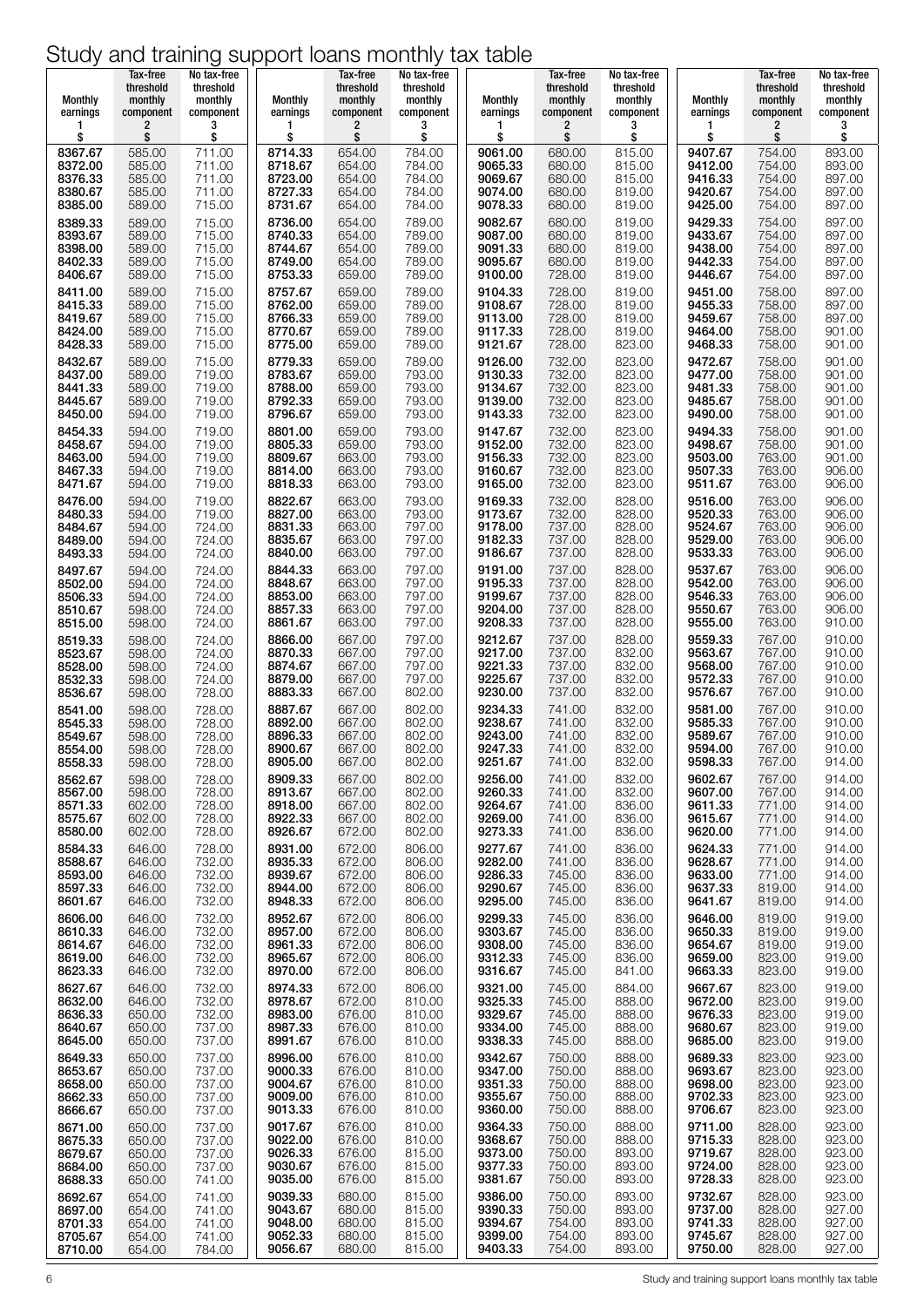# Study and training support loans monthly tax table

| Monthly earnings 1 $ | Tax-free threshold monthly component 2 $ | No tax-free threshold monthly component 3 $ |
|---|---|---|
| 8367.67 | 585.00 | 711.00 |
| 8372.00 | 585.00 | 711.00 |
| 8376.33 | 585.00 | 711.00 |
| 8380.67 | 585.00 | 711.00 |
| 8385.00 | 589.00 | 715.00 |
| 8389.33 | 589.00 | 715.00 |
| 8393.67 | 589.00 | 715.00 |
| 8398.00 | 589.00 | 715.00 |
| 8402.33 | 589.00 | 715.00 |
| 8406.67 | 589.00 | 715.00 |
| 8411.00 | 589.00 | 715.00 |
| 8415.33 | 589.00 | 715.00 |
| 8419.67 | 589.00 | 715.00 |
| 8424.00 | 589.00 | 715.00 |
| 8428.33 | 589.00 | 715.00 |
| 8432.67 | 589.00 | 715.00 |
| 8437.00 | 589.00 | 719.00 |
| 8441.33 | 589.00 | 719.00 |
| 8445.67 | 589.00 | 719.00 |
| 8450.00 | 594.00 | 719.00 |
| 8454.33 | 594.00 | 719.00 |
| 8458.67 | 594.00 | 719.00 |
| 8463.00 | 594.00 | 719.00 |
| 8467.33 | 594.00 | 719.00 |
| 8471.67 | 594.00 | 719.00 |
| 8476.00 | 594.00 | 719.00 |
| 8480.33 | 594.00 | 719.00 |
| 8484.67 | 594.00 | 724.00 |
| 8489.00 | 594.00 | 724.00 |
| 8493.33 | 594.00 | 724.00 |
| 8497.67 | 594.00 | 724.00 |
| 8502.00 | 594.00 | 724.00 |
| 8506.33 | 594.00 | 724.00 |
| 8510.67 | 598.00 | 724.00 |
| 8515.00 | 598.00 | 724.00 |
| 8519.33 | 598.00 | 724.00 |
| 8523.67 | 598.00 | 724.00 |
| 8528.00 | 598.00 | 724.00 |
| 8532.33 | 598.00 | 724.00 |
| 8536.67 | 598.00 | 728.00 |
| 8541.00 | 598.00 | 728.00 |
| 8545.33 | 598.00 | 728.00 |
| 8549.67 | 598.00 | 728.00 |
| 8554.00 | 598.00 | 728.00 |
| 8558.33 | 598.00 | 728.00 |
| 8562.67 | 598.00 | 728.00 |
| 8567.00 | 598.00 | 728.00 |
| 8571.33 | 602.00 | 728.00 |
| 8575.67 | 602.00 | 728.00 |
| 8580.00 | 602.00 | 728.00 |
| 8584.33 | 646.00 | 728.00 |
| 8588.67 | 646.00 | 732.00 |
| 8593.00 | 646.00 | 732.00 |
| 8597.33 | 646.00 | 732.00 |
| 8601.67 | 646.00 | 732.00 |
| 8606.00 | 646.00 | 732.00 |
| 8610.33 | 646.00 | 732.00 |
| 8614.67 | 646.00 | 732.00 |
| 8619.00 | 646.00 | 732.00 |
| 8623.33 | 646.00 | 732.00 |
| 8627.67 | 646.00 | 732.00 |
| 8632.00 | 646.00 | 732.00 |
| 8636.33 | 650.00 | 732.00 |
| 8640.67 | 650.00 | 737.00 |
| 8645.00 | 650.00 | 737.00 |
| 8649.33 | 650.00 | 737.00 |
| 8653.67 | 650.00 | 737.00 |
| 8658.00 | 650.00 | 737.00 |
| 8662.33 | 650.00 | 737.00 |
| 8666.67 | 650.00 | 737.00 |
| 8671.00 | 650.00 | 737.00 |
| 8675.33 | 650.00 | 737.00 |
| 8679.67 | 650.00 | 737.00 |
| 8684.00 | 650.00 | 737.00 |
| 8688.33 | 650.00 | 741.00 |
| 8692.67 | 654.00 | 741.00 |
| 8697.00 | 654.00 | 741.00 |
| 8701.33 | 654.00 | 741.00 |
| 8705.67 | 654.00 | 741.00 |
| 8710.00 | 654.00 | 784.00 |
| 8714.33 | 654.00 | 784.00 |
| 8718.67 | 654.00 | 784.00 |
| 8723.00 | 654.00 | 784.00 |
| 8727.33 | 654.00 | 784.00 |
| 8731.67 | 654.00 | 784.00 |
| 8736.00 | 654.00 | 789.00 |
| 8740.33 | 654.00 | 789.00 |
| 8744.67 | 654.00 | 789.00 |
| 8749.00 | 654.00 | 789.00 |
| 8753.33 | 659.00 | 789.00 |
| 8757.67 | 659.00 | 789.00 |
| 8762.00 | 659.00 | 789.00 |
| 8766.33 | 659.00 | 789.00 |
| 8770.67 | 659.00 | 789.00 |
| 8775.00 | 659.00 | 789.00 |
| 8779.33 | 659.00 | 789.00 |
| 8783.67 | 659.00 | 793.00 |
| 8788.00 | 659.00 | 793.00 |
| 8792.33 | 659.00 | 793.00 |
| 8796.67 | 659.00 | 793.00 |
| 8801.00 | 659.00 | 793.00 |
| 8805.33 | 659.00 | 793.00 |
| 8809.67 | 663.00 | 793.00 |
| 8814.00 | 663.00 | 793.00 |
| 8818.33 | 663.00 | 793.00 |
| 8822.67 | 663.00 | 793.00 |
| 8827.00 | 663.00 | 793.00 |
| 8831.33 | 663.00 | 797.00 |
| 8835.67 | 663.00 | 797.00 |
| 8840.00 | 663.00 | 797.00 |
| 8844.33 | 663.00 | 797.00 |
| 8848.67 | 663.00 | 797.00 |
| 8853.00 | 663.00 | 797.00 |
| 8857.33 | 663.00 | 797.00 |
| 8861.67 | 663.00 | 797.00 |
| 8866.00 | 667.00 | 797.00 |
| 8870.33 | 667.00 | 797.00 |
| 8874.67 | 667.00 | 797.00 |
| 8879.00 | 667.00 | 797.00 |
| 8883.33 | 667.00 | 802.00 |
| 8887.67 | 667.00 | 802.00 |
| 8892.00 | 667.00 | 802.00 |
| 8896.33 | 667.00 | 802.00 |
| 8900.67 | 667.00 | 802.00 |
| 8905.00 | 667.00 | 802.00 |
| 8909.33 | 667.00 | 802.00 |
| 8913.67 | 667.00 | 802.00 |
| 8918.00 | 667.00 | 802.00 |
| 8922.33 | 667.00 | 802.00 |
| 8926.67 | 672.00 | 802.00 |
| 8931.00 | 672.00 | 806.00 |
| 8935.33 | 672.00 | 806.00 |
| 8939.67 | 672.00 | 806.00 |
| 8944.00 | 672.00 | 806.00 |
| 8948.33 | 672.00 | 806.00 |
| 8952.67 | 672.00 | 806.00 |
| 8957.00 | 672.00 | 806.00 |
| 8961.33 | 672.00 | 806.00 |
| 8965.67 | 672.00 | 806.00 |
| 8970.00 | 672.00 | 806.00 |
| 8974.33 | 672.00 | 806.00 |
| 8978.67 | 672.00 | 810.00 |
| 8983.00 | 676.00 | 810.00 |
| 8987.33 | 676.00 | 810.00 |
| 8991.67 | 676.00 | 810.00 |
| 8996.00 | 676.00 | 810.00 |
| 9000.33 | 676.00 | 810.00 |
| 9004.67 | 676.00 | 810.00 |
| 9009.00 | 676.00 | 810.00 |
| 9013.33 | 676.00 | 810.00 |
| 9017.67 | 676.00 | 810.00 |
| 9022.00 | 676.00 | 810.00 |
| 9026.33 | 676.00 | 815.00 |
| 9030.67 | 676.00 | 815.00 |
| 9035.00 | 676.00 | 815.00 |
| 9039.33 | 680.00 | 815.00 |
| 9043.67 | 680.00 | 815.00 |
| 9048.00 | 680.00 | 815.00 |
| 9052.33 | 680.00 | 815.00 |
| 9056.67 | 680.00 | 815.00 |
| 9061.00 | 680.00 | 815.00 |
| 9065.33 | 680.00 | 815.00 |
| 9069.67 | 680.00 | 815.00 |
| 9074.00 | 680.00 | 819.00 |
| 9078.33 | 680.00 | 819.00 |
| 9082.67 | 680.00 | 819.00 |
| 9087.00 | 680.00 | 819.00 |
| 9091.33 | 680.00 | 819.00 |
| 9095.67 | 680.00 | 819.00 |
| 9100.00 | 728.00 | 819.00 |
| 9104.33 | 728.00 | 819.00 |
| 9108.67 | 728.00 | 819.00 |
| 9113.00 | 728.00 | 819.00 |
| 9117.33 | 728.00 | 819.00 |
| 9121.67 | 728.00 | 823.00 |
| 9126.00 | 732.00 | 823.00 |
| 9130.33 | 732.00 | 823.00 |
| 9134.67 | 732.00 | 823.00 |
| 9139.00 | 732.00 | 823.00 |
| 9143.33 | 732.00 | 823.00 |
| 9147.67 | 732.00 | 823.00 |
| 9152.00 | 732.00 | 823.00 |
| 9156.33 | 732.00 | 823.00 |
| 9160.67 | 732.00 | 823.00 |
| 9165.00 | 732.00 | 823.00 |
| 9169.33 | 732.00 | 828.00 |
| 9173.67 | 732.00 | 828.00 |
| 9178.00 | 737.00 | 828.00 |
| 9182.33 | 737.00 | 828.00 |
| 9186.67 | 737.00 | 828.00 |
| 9191.00 | 737.00 | 828.00 |
| 9195.33 | 737.00 | 828.00 |
| 9199.67 | 737.00 | 828.00 |
| 9204.00 | 737.00 | 828.00 |
| 9208.33 | 737.00 | 828.00 |
| 9212.67 | 737.00 | 828.00 |
| 9217.00 | 737.00 | 832.00 |
| 9221.33 | 737.00 | 832.00 |
| 9225.67 | 737.00 | 832.00 |
| 9230.00 | 737.00 | 832.00 |
| 9234.33 | 741.00 | 832.00 |
| 9238.67 | 741.00 | 832.00 |
| 9243.00 | 741.00 | 832.00 |
| 9247.33 | 741.00 | 832.00 |
| 9251.67 | 741.00 | 832.00 |
| 9256.00 | 741.00 | 832.00 |
| 9260.33 | 741.00 | 832.00 |
| 9264.67 | 741.00 | 836.00 |
| 9269.00 | 741.00 | 836.00 |
| 9273.33 | 741.00 | 836.00 |
| 9277.67 | 741.00 | 836.00 |
| 9282.00 | 741.00 | 836.00 |
| 9286.33 | 745.00 | 836.00 |
| 9290.67 | 745.00 | 836.00 |
| 9295.00 | 745.00 | 836.00 |
| 9299.33 | 745.00 | 836.00 |
| 9303.67 | 745.00 | 836.00 |
| 9308.00 | 745.00 | 836.00 |
| 9312.33 | 745.00 | 836.00 |
| 9316.67 | 745.00 | 841.00 |
| 9321.00 | 745.00 | 884.00 |
| 9325.33 | 745.00 | 888.00 |
| 9329.67 | 745.00 | 888.00 |
| 9334.00 | 745.00 | 888.00 |
| 9338.33 | 745.00 | 888.00 |
| 9342.67 | 750.00 | 888.00 |
| 9347.00 | 750.00 | 888.00 |
| 9351.33 | 750.00 | 888.00 |
| 9355.67 | 750.00 | 888.00 |
| 9360.00 | 750.00 | 888.00 |
| 9364.33 | 750.00 | 888.00 |
| 9368.67 | 750.00 | 888.00 |
| 9373.00 | 750.00 | 893.00 |
| 9377.33 | 750.00 | 893.00 |
| 9381.67 | 750.00 | 893.00 |
| 9386.00 | 750.00 | 893.00 |
| 9390.33 | 750.00 | 893.00 |
| 9394.67 | 754.00 | 893.00 |
| 9399.00 | 754.00 | 893.00 |
| 9403.33 | 754.00 | 893.00 |
| 9407.67 | 754.00 | 893.00 |
| 9412.00 | 754.00 | 893.00 |
| 9416.33 | 754.00 | 897.00 |
| 9420.67 | 754.00 | 897.00 |
| 9425.00 | 754.00 | 897.00 |
| 9429.33 | 754.00 | 897.00 |
| 9433.67 | 754.00 | 897.00 |
| 9438.00 | 754.00 | 897.00 |
| 9442.33 | 754.00 | 897.00 |
| 9446.67 | 754.00 | 897.00 |
| 9451.00 | 758.00 | 897.00 |
| 9455.33 | 758.00 | 897.00 |
| 9459.67 | 758.00 | 897.00 |
| 9464.00 | 758.00 | 901.00 |
| 9468.33 | 758.00 | 901.00 |
| 9472.67 | 758.00 | 901.00 |
| 9477.00 | 758.00 | 901.00 |
| 9481.33 | 758.00 | 901.00 |
| 9485.67 | 758.00 | 901.00 |
| 9490.00 | 758.00 | 901.00 |
| 9494.33 | 758.00 | 901.00 |
| 9498.67 | 758.00 | 901.00 |
| 9503.00 | 763.00 | 901.00 |
| 9507.33 | 763.00 | 906.00 |
| 9511.67 | 763.00 | 906.00 |
| 9516.00 | 763.00 | 906.00 |
| 9520.33 | 763.00 | 906.00 |
| 9524.67 | 763.00 | 906.00 |
| 9529.00 | 763.00 | 906.00 |
| 9533.33 | 763.00 | 906.00 |
| 9537.67 | 763.00 | 906.00 |
| 9542.00 | 763.00 | 906.00 |
| 9546.33 | 763.00 | 906.00 |
| 9550.67 | 763.00 | 906.00 |
| 9555.00 | 763.00 | 910.00 |
| 9559.33 | 767.00 | 910.00 |
| 9563.67 | 767.00 | 910.00 |
| 9568.00 | 767.00 | 910.00 |
| 9572.33 | 767.00 | 910.00 |
| 9576.67 | 767.00 | 910.00 |
| 9581.00 | 767.00 | 910.00 |
| 9585.33 | 767.00 | 910.00 |
| 9589.67 | 767.00 | 910.00 |
| 9594.00 | 767.00 | 910.00 |
| 9598.33 | 767.00 | 914.00 |
| 9602.67 | 767.00 | 914.00 |
| 9607.00 | 767.00 | 914.00 |
| 9611.33 | 771.00 | 914.00 |
| 9615.67 | 771.00 | 914.00 |
| 9620.00 | 771.00 | 914.00 |
| 9624.33 | 771.00 | 914.00 |
| 9628.67 | 771.00 | 914.00 |
| 9633.00 | 771.00 | 914.00 |
| 9637.33 | 819.00 | 914.00 |
| 9641.67 | 819.00 | 914.00 |
| 9646.00 | 819.00 | 919.00 |
| 9650.33 | 819.00 | 919.00 |
| 9654.67 | 819.00 | 919.00 |
| 9659.00 | 823.00 | 919.00 |
| 9663.33 | 823.00 | 919.00 |
| 9667.67 | 823.00 | 919.00 |
| 9672.00 | 823.00 | 919.00 |
| 9676.33 | 823.00 | 919.00 |
| 9680.67 | 823.00 | 919.00 |
| 9685.00 | 823.00 | 919.00 |
| 9689.33 | 823.00 | 923.00 |
| 9693.67 | 823.00 | 923.00 |
| 9698.00 | 823.00 | 923.00 |
| 9702.33 | 823.00 | 923.00 |
| 9706.67 | 823.00 | 923.00 |
| 9711.00 | 828.00 | 923.00 |
| 9715.33 | 828.00 | 923.00 |
| 9719.67 | 828.00 | 923.00 |
| 9724.00 | 828.00 | 923.00 |
| 9728.33 | 828.00 | 923.00 |
| 9732.67 | 828.00 | 923.00 |
| 9737.00 | 828.00 | 927.00 |
| 9741.33 | 828.00 | 927.00 |
| 9745.67 | 828.00 | 927.00 |
| 9750.00 | 828.00 | 927.00 |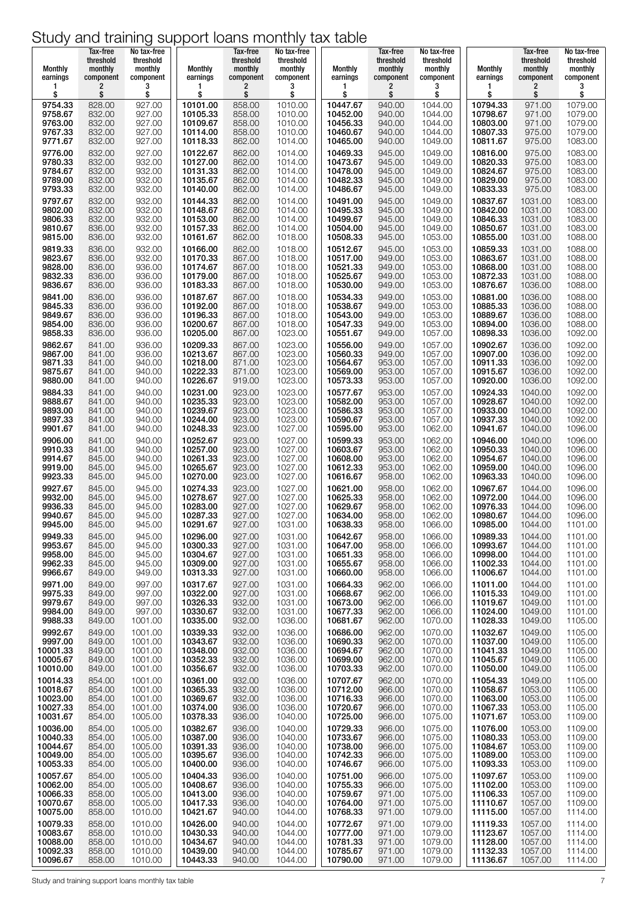# Study and training support loans monthly tax table

| Monthly earnings 1 $ | Tax-free threshold monthly component 2 $ | No tax-free threshold monthly component 3 $ |
|---|---|---|
| 9754.33 | 828.00 | 927.00 |
| 9758.67 | 832.00 | 927.00 |
| 9763.00 | 832.00 | 927.00 |
| 9767.33 | 832.00 | 927.00 |
| 9771.67 | 832.00 | 927.00 |
| 9776.00 | 832.00 | 927.00 |
| 9780.33 | 832.00 | 932.00 |
| 9784.67 | 832.00 | 932.00 |
| 9789.00 | 832.00 | 932.00 |
| 9793.33 | 832.00 | 932.00 |
| 9797.67 | 832.00 | 932.00 |
| 9802.00 | 832.00 | 932.00 |
| 9806.33 | 832.00 | 932.00 |
| 9810.67 | 836.00 | 932.00 |
| 9815.00 | 836.00 | 932.00 |
| 9819.33 | 836.00 | 932.00 |
| 9823.67 | 836.00 | 932.00 |
| 9828.00 | 836.00 | 936.00 |
| 9832.33 | 836.00 | 936.00 |
| 9836.67 | 836.00 | 936.00 |
| 9841.00 | 836.00 | 936.00 |
| 9845.33 | 836.00 | 936.00 |
| 9849.67 | 836.00 | 936.00 |
| 9854.00 | 836.00 | 936.00 |
| 9858.33 | 836.00 | 936.00 |
| 9862.67 | 841.00 | 936.00 |
| 9867.00 | 841.00 | 936.00 |
| 9871.33 | 841.00 | 940.00 |
| 9875.67 | 841.00 | 940.00 |
| 9880.00 | 841.00 | 940.00 |
| 9884.33 | 841.00 | 940.00 |
| 9888.67 | 841.00 | 940.00 |
| 9893.00 | 841.00 | 940.00 |
| 9897.33 | 841.00 | 940.00 |
| 9901.67 | 841.00 | 940.00 |
| 9906.00 | 841.00 | 940.00 |
| 9910.33 | 841.00 | 940.00 |
| 9914.67 | 845.00 | 940.00 |
| 9919.00 | 845.00 | 945.00 |
| 9923.33 | 845.00 | 945.00 |
| 9927.67 | 845.00 | 945.00 |
| 9932.00 | 845.00 | 945.00 |
| 9936.33 | 845.00 | 945.00 |
| 9940.67 | 845.00 | 945.00 |
| 9945.00 | 845.00 | 945.00 |
| 9949.33 | 845.00 | 945.00 |
| 9953.67 | 845.00 | 945.00 |
| 9958.00 | 845.00 | 945.00 |
| 9962.33 | 845.00 | 945.00 |
| 9966.67 | 849.00 | 949.00 |
| 9971.00 | 849.00 | 997.00 |
| 9975.33 | 849.00 | 997.00 |
| 9979.67 | 849.00 | 997.00 |
| 9984.00 | 849.00 | 997.00 |
| 9988.33 | 849.00 | 1001.00 |
| 9992.67 | 849.00 | 1001.00 |
| 9997.00 | 849.00 | 1001.00 |
| 10001.33 | 849.00 | 1001.00 |
| 10005.67 | 849.00 | 1001.00 |
| 10010.00 | 849.00 | 1001.00 |
| 10014.33 | 854.00 | 1001.00 |
| 10018.67 | 854.00 | 1001.00 |
| 10023.00 | 854.00 | 1001.00 |
| 10027.33 | 854.00 | 1001.00 |
| 10031.67 | 854.00 | 1005.00 |
| 10036.00 | 854.00 | 1005.00 |
| 10040.33 | 854.00 | 1005.00 |
| 10044.67 | 854.00 | 1005.00 |
| 10049.00 | 854.00 | 1005.00 |
| 10053.33 | 854.00 | 1005.00 |
| 10057.67 | 854.00 | 1005.00 |
| 10062.00 | 854.00 | 1005.00 |
| 10066.33 | 858.00 | 1005.00 |
| 10070.67 | 858.00 | 1005.00 |
| 10075.00 | 858.00 | 1010.00 |
| 10079.33 | 858.00 | 1010.00 |
| 10083.67 | 858.00 | 1010.00 |
| 10088.00 | 858.00 | 1010.00 |
| 10092.33 | 858.00 | 1010.00 |
| 10096.67 | 858.00 | 1010.00 |
| 10101.00 | 858.00 | 1010.00 |
| 10105.33 | 858.00 | 1010.00 |
| 10109.67 | 858.00 | 1010.00 |
| 10114.00 | 858.00 | 1010.00 |
| 10118.33 | 862.00 | 1014.00 |
| 10122.67 | 862.00 | 1014.00 |
| 10127.00 | 862.00 | 1014.00 |
| 10131.33 | 862.00 | 1014.00 |
| 10135.67 | 862.00 | 1014.00 |
| 10140.00 | 862.00 | 1014.00 |
| 10144.33 | 862.00 | 1014.00 |
| 10148.67 | 862.00 | 1014.00 |
| 10153.00 | 862.00 | 1014.00 |
| 10157.33 | 862.00 | 1014.00 |
| 10161.67 | 862.00 | 1018.00 |
| 10166.00 | 862.00 | 1018.00 |
| 10170.33 | 867.00 | 1018.00 |
| 10174.67 | 867.00 | 1018.00 |
| 10179.00 | 867.00 | 1018.00 |
| 10183.33 | 867.00 | 1018.00 |
| 10187.67 | 867.00 | 1018.00 |
| 10192.00 | 867.00 | 1018.00 |
| 10196.33 | 867.00 | 1018.00 |
| 10200.67 | 867.00 | 1018.00 |
| 10205.00 | 867.00 | 1023.00 |
| 10209.33 | 867.00 | 1023.00 |
| 10213.67 | 867.00 | 1023.00 |
| 10218.00 | 871.00 | 1023.00 |
| 10222.33 | 871.00 | 1023.00 |
| 10226.67 | 919.00 | 1023.00 |
| 10231.00 | 923.00 | 1023.00 |
| 10235.33 | 923.00 | 1023.00 |
| 10239.67 | 923.00 | 1023.00 |
| 10244.00 | 923.00 | 1023.00 |
| 10248.33 | 923.00 | 1027.00 |
| 10252.67 | 923.00 | 1027.00 |
| 10257.00 | 923.00 | 1027.00 |
| 10261.33 | 923.00 | 1027.00 |
| 10265.67 | 923.00 | 1027.00 |
| 10270.00 | 923.00 | 1027.00 |
| 10274.33 | 923.00 | 1027.00 |
| 10278.67 | 927.00 | 1027.00 |
| 10283.00 | 927.00 | 1027.00 |
| 10287.33 | 927.00 | 1027.00 |
| 10291.67 | 927.00 | 1031.00 |
| 10296.00 | 927.00 | 1031.00 |
| 10300.33 | 927.00 | 1031.00 |
| 10304.67 | 927.00 | 1031.00 |
| 10309.00 | 927.00 | 1031.00 |
| 10313.33 | 927.00 | 1031.00 |
| 10317.67 | 927.00 | 1031.00 |
| 10322.00 | 927.00 | 1031.00 |
| 10326.33 | 932.00 | 1031.00 |
| 10330.67 | 932.00 | 1031.00 |
| 10335.00 | 932.00 | 1036.00 |
| 10339.33 | 932.00 | 1036.00 |
| 10343.67 | 932.00 | 1036.00 |
| 10348.00 | 932.00 | 1036.00 |
| 10352.33 | 932.00 | 1036.00 |
| 10356.67 | 932.00 | 1036.00 |
| 10361.00 | 932.00 | 1036.00 |
| 10365.33 | 932.00 | 1036.00 |
| 10369.67 | 932.00 | 1036.00 |
| 10374.00 | 936.00 | 1036.00 |
| 10378.33 | 936.00 | 1040.00 |
| 10382.67 | 936.00 | 1040.00 |
| 10387.00 | 936.00 | 1040.00 |
| 10391.33 | 936.00 | 1040.00 |
| 10395.67 | 936.00 | 1040.00 |
| 10400.00 | 936.00 | 1040.00 |
| 10404.33 | 936.00 | 1040.00 |
| 10408.67 | 936.00 | 1040.00 |
| 10413.00 | 936.00 | 1040.00 |
| 10417.33 | 936.00 | 1040.00 |
| 10421.67 | 940.00 | 1044.00 |
| 10426.00 | 940.00 | 1044.00 |
| 10430.33 | 940.00 | 1044.00 |
| 10434.67 | 940.00 | 1044.00 |
| 10439.00 | 940.00 | 1044.00 |
| 10443.33 | 940.00 | 1044.00 |
| 10447.67 | 940.00 | 1044.00 |
| 10452.00 | 940.00 | 1044.00 |
| 10456.33 | 940.00 | 1044.00 |
| 10460.67 | 940.00 | 1044.00 |
| 10465.00 | 940.00 | 1049.00 |
| 10469.33 | 945.00 | 1049.00 |
| 10473.67 | 945.00 | 1049.00 |
| 10478.00 | 945.00 | 1049.00 |
| 10482.33 | 945.00 | 1049.00 |
| 10486.67 | 945.00 | 1049.00 |
| 10491.00 | 945.00 | 1049.00 |
| 10495.33 | 945.00 | 1049.00 |
| 10499.67 | 945.00 | 1049.00 |
| 10504.00 | 945.00 | 1049.00 |
| 10508.33 | 945.00 | 1053.00 |
| 10512.67 | 945.00 | 1053.00 |
| 10517.00 | 949.00 | 1053.00 |
| 10521.33 | 949.00 | 1053.00 |
| 10525.67 | 949.00 | 1053.00 |
| 10530.00 | 949.00 | 1053.00 |
| 10534.33 | 949.00 | 1053.00 |
| 10538.67 | 949.00 | 1053.00 |
| 10543.00 | 949.00 | 1053.00 |
| 10547.33 | 949.00 | 1053.00 |
| 10551.67 | 949.00 | 1057.00 |
| 10556.00 | 949.00 | 1057.00 |
| 10560.33 | 949.00 | 1057.00 |
| 10564.67 | 953.00 | 1057.00 |
| 10569.00 | 953.00 | 1057.00 |
| 10573.33 | 953.00 | 1057.00 |
| 10577.67 | 953.00 | 1057.00 |
| 10582.00 | 953.00 | 1057.00 |
| 10586.33 | 953.00 | 1057.00 |
| 10590.67 | 953.00 | 1057.00 |
| 10595.00 | 953.00 | 1062.00 |
| 10599.33 | 953.00 | 1062.00 |
| 10603.67 | 953.00 | 1062.00 |
| 10608.00 | 953.00 | 1062.00 |
| 10612.33 | 953.00 | 1062.00 |
| 10616.67 | 958.00 | 1062.00 |
| 10621.00 | 958.00 | 1062.00 |
| 10625.33 | 958.00 | 1062.00 |
| 10629.67 | 958.00 | 1062.00 |
| 10634.00 | 958.00 | 1062.00 |
| 10638.33 | 958.00 | 1066.00 |
| 10642.67 | 958.00 | 1066.00 |
| 10647.00 | 958.00 | 1066.00 |
| 10651.33 | 958.00 | 1066.00 |
| 10655.67 | 958.00 | 1066.00 |
| 10660.00 | 958.00 | 1066.00 |
| 10664.33 | 962.00 | 1066.00 |
| 10668.67 | 962.00 | 1066.00 |
| 10673.00 | 962.00 | 1066.00 |
| 10677.33 | 962.00 | 1066.00 |
| 10681.67 | 962.00 | 1070.00 |
| 10686.00 | 962.00 | 1070.00 |
| 10690.33 | 962.00 | 1070.00 |
| 10694.67 | 962.00 | 1070.00 |
| 10699.00 | 962.00 | 1070.00 |
| 10703.33 | 962.00 | 1070.00 |
| 10707.67 | 962.00 | 1070.00 |
| 10712.00 | 966.00 | 1070.00 |
| 10716.33 | 966.00 | 1070.00 |
| 10720.67 | 966.00 | 1070.00 |
| 10725.00 | 966.00 | 1075.00 |
| 10729.33 | 966.00 | 1075.00 |
| 10733.67 | 966.00 | 1075.00 |
| 10738.00 | 966.00 | 1075.00 |
| 10742.33 | 966.00 | 1075.00 |
| 10746.67 | 966.00 | 1075.00 |
| 10751.00 | 966.00 | 1075.00 |
| 10755.33 | 966.00 | 1075.00 |
| 10759.67 | 971.00 | 1075.00 |
| 10764.00 | 971.00 | 1075.00 |
| 10768.33 | 971.00 | 1079.00 |
| 10772.67 | 971.00 | 1079.00 |
| 10777.00 | 971.00 | 1079.00 |
| 10781.33 | 971.00 | 1079.00 |
| 10785.67 | 971.00 | 1079.00 |
| 10790.00 | 971.00 | 1079.00 |
| 10794.33 | 971.00 | 1079.00 |
| 10798.67 | 971.00 | 1079.00 |
| 10803.00 | 971.00 | 1079.00 |
| 10807.33 | 975.00 | 1079.00 |
| 10811.67 | 975.00 | 1083.00 |
| 10816.00 | 975.00 | 1083.00 |
| 10820.33 | 975.00 | 1083.00 |
| 10824.67 | 975.00 | 1083.00 |
| 10829.00 | 975.00 | 1083.00 |
| 10833.33 | 975.00 | 1083.00 |
| 10837.67 | 1031.00 | 1083.00 |
| 10842.00 | 1031.00 | 1083.00 |
| 10846.33 | 1031.00 | 1083.00 |
| 10850.67 | 1031.00 | 1083.00 |
| 10855.00 | 1031.00 | 1088.00 |
| 10859.33 | 1031.00 | 1088.00 |
| 10863.67 | 1031.00 | 1088.00 |
| 10868.00 | 1031.00 | 1088.00 |
| 10872.33 | 1031.00 | 1088.00 |
| 10876.67 | 1036.00 | 1088.00 |
| 10881.00 | 1036.00 | 1088.00 |
| 10885.33 | 1036.00 | 1088.00 |
| 10889.67 | 1036.00 | 1088.00 |
| 10894.00 | 1036.00 | 1088.00 |
| 10898.33 | 1036.00 | 1092.00 |
| 10902.67 | 1036.00 | 1092.00 |
| 10907.00 | 1036.00 | 1092.00 |
| 10911.33 | 1036.00 | 1092.00 |
| 10915.67 | 1036.00 | 1092.00 |
| 10920.00 | 1036.00 | 1092.00 |
| 10924.33 | 1040.00 | 1092.00 |
| 10928.67 | 1040.00 | 1092.00 |
| 10933.00 | 1040.00 | 1092.00 |
| 10937.33 | 1040.00 | 1092.00 |
| 10941.67 | 1040.00 | 1096.00 |
| 10946.00 | 1040.00 | 1096.00 |
| 10950.33 | 1040.00 | 1096.00 |
| 10954.67 | 1040.00 | 1096.00 |
| 10959.00 | 1040.00 | 1096.00 |
| 10963.33 | 1040.00 | 1096.00 |
| 10967.67 | 1044.00 | 1096.00 |
| 10972.00 | 1044.00 | 1096.00 |
| 10976.33 | 1044.00 | 1096.00 |
| 10980.67 | 1044.00 | 1096.00 |
| 10985.00 | 1044.00 | 1101.00 |
| 10989.33 | 1044.00 | 1101.00 |
| 10993.67 | 1044.00 | 1101.00 |
| 10998.00 | 1044.00 | 1101.00 |
| 11002.33 | 1044.00 | 1101.00 |
| 11006.67 | 1044.00 | 1101.00 |
| 11011.00 | 1044.00 | 1101.00 |
| 11015.33 | 1049.00 | 1101.00 |
| 11019.67 | 1049.00 | 1101.00 |
| 11024.00 | 1049.00 | 1101.00 |
| 11028.33 | 1049.00 | 1105.00 |
| 11032.67 | 1049.00 | 1105.00 |
| 11037.00 | 1049.00 | 1105.00 |
| 11041.33 | 1049.00 | 1105.00 |
| 11045.67 | 1049.00 | 1105.00 |
| 11050.00 | 1049.00 | 1105.00 |
| 11054.33 | 1049.00 | 1105.00 |
| 11058.67 | 1053.00 | 1105.00 |
| 11063.00 | 1053.00 | 1105.00 |
| 11067.33 | 1053.00 | 1105.00 |
| 11071.67 | 1053.00 | 1109.00 |
| 11076.00 | 1053.00 | 1109.00 |
| 11080.33 | 1053.00 | 1109.00 |
| 11084.67 | 1053.00 | 1109.00 |
| 11089.00 | 1053.00 | 1109.00 |
| 11093.33 | 1053.00 | 1109.00 |
| 11097.67 | 1053.00 | 1109.00 |
| 11102.00 | 1053.00 | 1109.00 |
| 11106.33 | 1057.00 | 1109.00 |
| 11110.67 | 1057.00 | 1109.00 |
| 11115.00 | 1057.00 | 1114.00 |
| 11119.33 | 1057.00 | 1114.00 |
| 11123.67 | 1057.00 | 1114.00 |
| 11128.00 | 1057.00 | 1114.00 |
| 11132.33 | 1057.00 | 1114.00 |
| 11136.67 | 1057.00 | 1114.00 |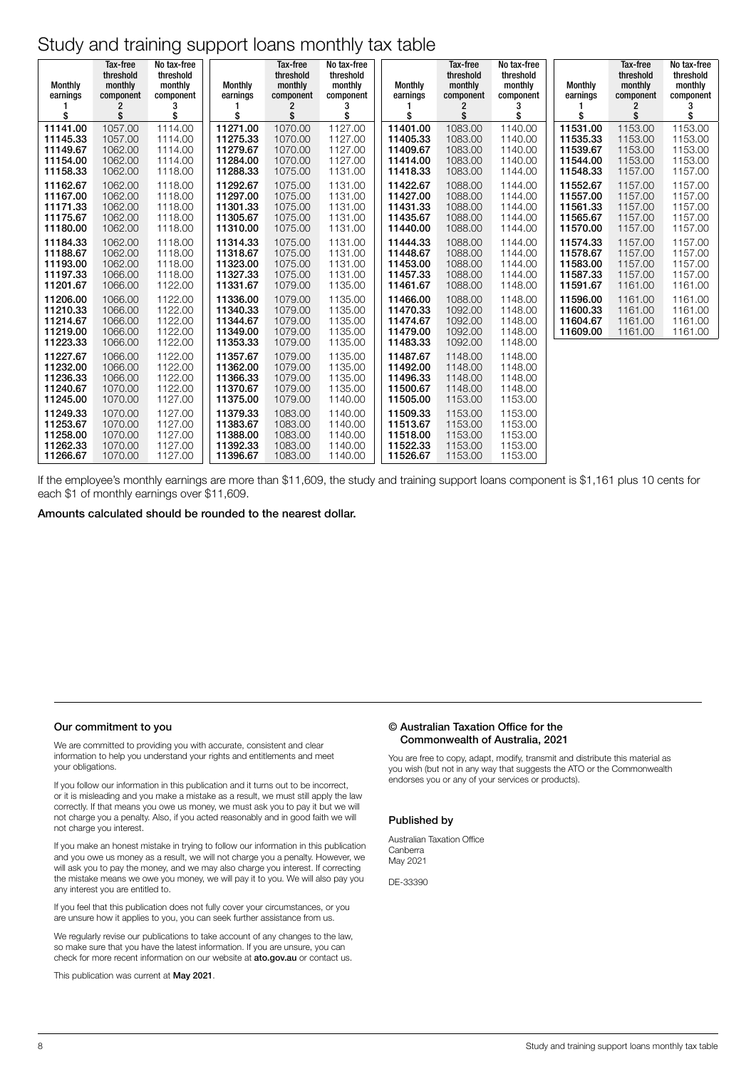# Study and training support loans monthly tax table

| Monthly earnings<br>1<br>$ | Tax-free threshold monthly component<br>2<br>$ | No tax-free threshold monthly component<br>3<br>$ |
|---|---|---|
| 11141.00 | 1057.00 | 1114.00 |
| 11145.33 | 1057.00 | 1114.00 |
| 11149.67 | 1062.00 | 1114.00 |
| 11154.00 | 1062.00 | 1114.00 |
| 11158.33 | 1062.00 | 1118.00 |
| 11162.67 | 1062.00 | 1118.00 |
| 11167.00 | 1062.00 | 1118.00 |
| 11171.33 | 1062.00 | 1118.00 |
| 11175.67 | 1062.00 | 1118.00 |
| 11180.00 | 1062.00 | 1118.00 |
| 11184.33 | 1062.00 | 1118.00 |
| 11188.67 | 1062.00 | 1118.00 |
| 11193.00 | 1062.00 | 1118.00 |
| 11197.33 | 1066.00 | 1118.00 |
| 11201.67 | 1066.00 | 1122.00 |
| 11206.00 | 1066.00 | 1122.00 |
| 11210.33 | 1066.00 | 1122.00 |
| 11214.67 | 1066.00 | 1122.00 |
| 11219.00 | 1066.00 | 1122.00 |
| 11223.33 | 1066.00 | 1122.00 |
| 11227.67 | 1066.00 | 1122.00 |
| 11232.00 | 1066.00 | 1122.00 |
| 11236.33 | 1066.00 | 1122.00 |
| 11240.67 | 1070.00 | 1122.00 |
| 11245.00 | 1070.00 | 1127.00 |
| 11249.33 | 1070.00 | 1127.00 |
| 11253.67 | 1070.00 | 1127.00 |
| 11258.00 | 1070.00 | 1127.00 |
| 11262.33 | 1070.00 | 1127.00 |
| 11266.67 | 1070.00 | 1127.00 |
| 11271.00 | 1070.00 | 1127.00 |
| 11275.33 | 1070.00 | 1127.00 |
| 11279.67 | 1070.00 | 1127.00 |
| 11284.00 | 1070.00 | 1127.00 |
| 11288.33 | 1075.00 | 1131.00 |
| 11292.67 | 1075.00 | 1131.00 |
| 11297.00 | 1075.00 | 1131.00 |
| 11301.33 | 1075.00 | 1131.00 |
| 11305.67 | 1075.00 | 1131.00 |
| 11310.00 | 1075.00 | 1131.00 |
| 11314.33 | 1075.00 | 1131.00 |
| 11318.67 | 1075.00 | 1131.00 |
| 11323.00 | 1075.00 | 1131.00 |
| 11327.33 | 1075.00 | 1131.00 |
| 11331.67 | 1079.00 | 1135.00 |
| 11336.00 | 1079.00 | 1135.00 |
| 11340.33 | 1079.00 | 1135.00 |
| 11344.67 | 1079.00 | 1135.00 |
| 11349.00 | 1079.00 | 1135.00 |
| 11353.33 | 1079.00 | 1135.00 |
| 11357.67 | 1079.00 | 1135.00 |
| 11362.00 | 1079.00 | 1135.00 |
| 11366.33 | 1079.00 | 1135.00 |
| 11370.67 | 1079.00 | 1135.00 |
| 11375.00 | 1079.00 | 1140.00 |
| 11379.33 | 1083.00 | 1140.00 |
| 11383.67 | 1083.00 | 1140.00 |
| 11388.00 | 1083.00 | 1140.00 |
| 11392.33 | 1083.00 | 1140.00 |
| 11396.67 | 1083.00 | 1140.00 |
| 11401.00 | 1083.00 | 1140.00 |
| 11405.33 | 1083.00 | 1140.00 |
| 11409.67 | 1083.00 | 1140.00 |
| 11414.00 | 1083.00 | 1140.00 |
| 11418.33 | 1083.00 | 1144.00 |
| 11422.67 | 1088.00 | 1144.00 |
| 11427.00 | 1088.00 | 1144.00 |
| 11431.33 | 1088.00 | 1144.00 |
| 11435.67 | 1088.00 | 1144.00 |
| 11440.00 | 1088.00 | 1144.00 |
| 11444.33 | 1088.00 | 1144.00 |
| 11448.67 | 1088.00 | 1144.00 |
| 11453.00 | 1088.00 | 1144.00 |
| 11457.33 | 1088.00 | 1144.00 |
| 11461.67 | 1088.00 | 1148.00 |
| 11466.00 | 1088.00 | 1148.00 |
| 11470.33 | 1092.00 | 1148.00 |
| 11474.67 | 1092.00 | 1148.00 |
| 11479.00 | 1092.00 | 1148.00 |
| 11483.33 | 1092.00 | 1148.00 |
| 11487.67 | 1148.00 | 1148.00 |
| 11492.00 | 1148.00 | 1148.00 |
| 11496.33 | 1148.00 | 1148.00 |
| 11500.67 | 1148.00 | 1148.00 |
| 11505.00 | 1153.00 | 1153.00 |
| 11509.33 | 1153.00 | 1153.00 |
| 11513.67 | 1153.00 | 1153.00 |
| 11518.00 | 1153.00 | 1153.00 |
| 11522.33 | 1153.00 | 1153.00 |
| 11526.67 | 1153.00 | 1153.00 |
| 11531.00 | 1153.00 | 1153.00 |
| 11535.33 | 1153.00 | 1153.00 |
| 11539.67 | 1153.00 | 1153.00 |
| 11544.00 | 1153.00 | 1153.00 |
| 11548.33 | 1157.00 | 1157.00 |
| 11552.67 | 1157.00 | 1157.00 |
| 11557.00 | 1157.00 | 1157.00 |
| 11561.33 | 1157.00 | 1157.00 |
| 11565.67 | 1157.00 | 1157.00 |
| 11570.00 | 1157.00 | 1157.00 |
| 11574.33 | 1157.00 | 1157.00 |
| 11578.67 | 1157.00 | 1157.00 |
| 11583.00 | 1157.00 | 1157.00 |
| 11587.33 | 1157.00 | 1157.00 |
| 11591.67 | 1161.00 | 1161.00 |
| 11596.00 | 1161.00 | 1161.00 |
| 11600.33 | 1161.00 | 1161.00 |
| 11604.67 | 1161.00 | 1161.00 |
| 11609.00 | 1161.00 | 1161.00 |

If the employee's monthly earnings are more than $11,609, the study and training support loans component is $1,161 plus 10 cents for each $1 of monthly earnings over $11,609.

**Amounts calculated should be rounded to the nearest dollar.**

### Our commitment to you

We are committed to providing you with accurate, consistent and clear information to help you understand your rights and entitlements and meet your obligations.

If you follow our information in this publication and it turns out to be incorrect, or it is misleading and you make a mistake as a result, we must still apply the law correctly. If that means you owe us money, we must ask you to pay it but we will not charge you a penalty. Also, if you acted reasonably and in good faith we will not charge you interest.

If you make an honest mistake in trying to follow our information in this publication and you owe us money as a result, we will not charge you a penalty. However, we will ask you to pay the money, and we may also charge you interest. If correcting the mistake means we owe you money, we will pay it to you. We will also pay you any interest you are entitled to.

If you feel that this publication does not fully cover your circumstances, or you are unsure how it applies to you, you can seek further assistance from us.

We regularly revise our publications to take account of any changes to the law, so make sure that you have the latest information. If you are unsure, you can check for more recent information on our website at **ato.gov.au** or contact us.

This publication was current at **May 2021**.

### © Australian Taxation Office for the Commonwealth of Australia, 2021

You are free to copy, adapt, modify, transmit and distribute this material as you wish (but not in any way that suggests the ATO or the Commonwealth endorses you or any of your services or products).

### Published by

Australian Taxation Office
Canberra
May 2021

DE-33390